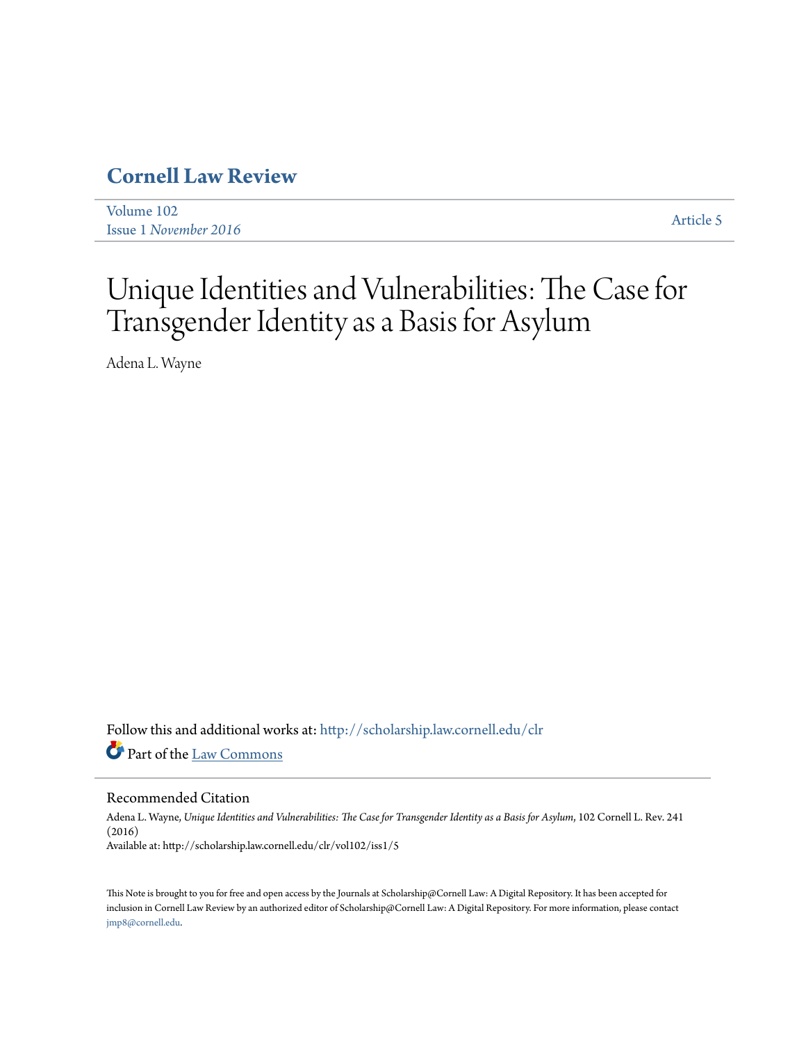# Cornell Law Review

Volume 102
Issue 1 *November 2016*

Article 5

# Unique Identities and Vulnerabilities: The Case for Transgender Identity as a Basis for Asylum

Adena L. Wayne

Follow this and additional works at: http://scholarship.law.cornell.edu/clr

Part of the Law Commons

## Recommended Citation

Adena L. Wayne, *Unique Identities and Vulnerabilities: The Case for Transgender Identity as a Basis for Asylum*, 102 Cornell L. Rev. 241 (2016)
Available at: http://scholarship.law.cornell.edu/clr/vol102/iss1/5

This Note is brought to you for free and open access by the Journals at Scholarship@Cornell Law: A Digital Repository. It has been accepted for inclusion in Cornell Law Review by an authorized editor of Scholarship@Cornell Law: A Digital Repository. For more information, please contact jmp8@cornell.edu.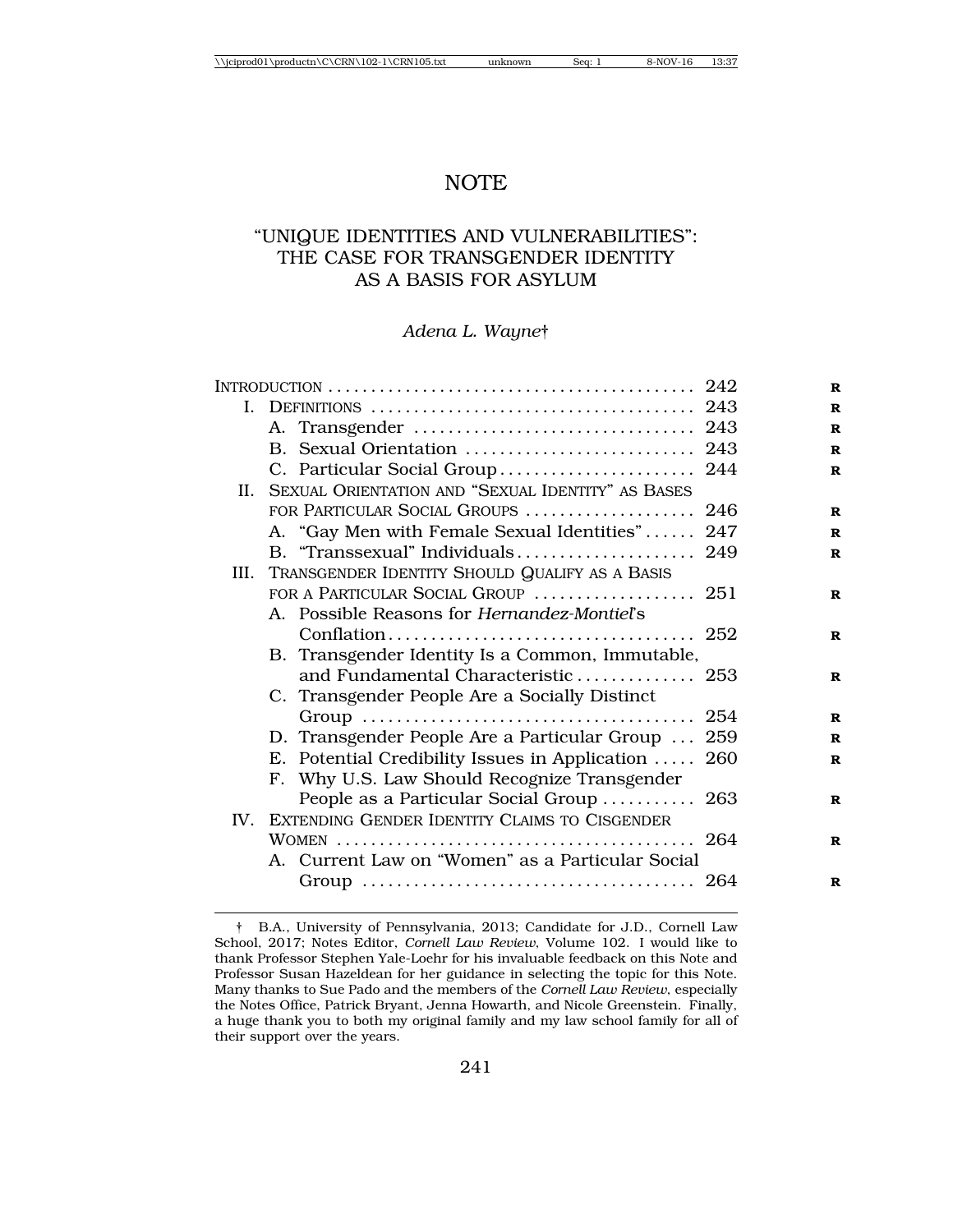# NOTE

## "UNIQUE IDENTITIES AND VULNERABILITIES": THE CASE FOR TRANSGENDER IDENTITY AS A BASIS FOR ASYLUM

*Adena L. Wayne*†

INTRODUCTION .......... 242
- I. DEFINITIONS .......... 243
  - A. Transgender .......... 243
  - B. Sexual Orientation .......... 243
  - C. Particular Social Group .......... 244
- II. SEXUAL ORIENTATION AND "SEXUAL IDENTITY" AS BASES FOR PARTICULAR SOCIAL GROUPS .......... 246
  - A. "Gay Men with Female Sexual Identities" .......... 247
  - B. "Transsexual" Individuals .......... 249
- III. TRANSGENDER IDENTITY SHOULD QUALIFY AS A BASIS FOR A PARTICULAR SOCIAL GROUP .......... 251
  - A. Possible Reasons for *Hernandez-Montiel*'s Conflation .......... 252
  - B. Transgender Identity Is a Common, Immutable, and Fundamental Characteristic .......... 253
  - C. Transgender People Are a Socially Distinct Group .......... 254
  - D. Transgender People Are a Particular Group .......... 259
  - E. Potential Credibility Issues in Application .......... 260
  - F. Why U.S. Law Should Recognize Transgender People as a Particular Social Group .......... 263
- IV. EXTENDING GENDER IDENTITY CLAIMS TO CISGENDER WOMEN .......... 264
  - A. Current Law on "Women" as a Particular Social Group .......... 264

† B.A., University of Pennsylvania, 2013; Candidate for J.D., Cornell Law School, 2017; Notes Editor, *Cornell Law Review*, Volume 102. I would like to thank Professor Stephen Yale-Loehr for his invaluable feedback on this Note and Professor Susan Hazeldean for her guidance in selecting the topic for this Note. Many thanks to Sue Pado and the members of the *Cornell Law Review*, especially the Notes Office, Patrick Bryant, Jenna Howarth, and Nicole Greenstein. Finally, a huge thank you to both my original family and my law school family for all of their support over the years.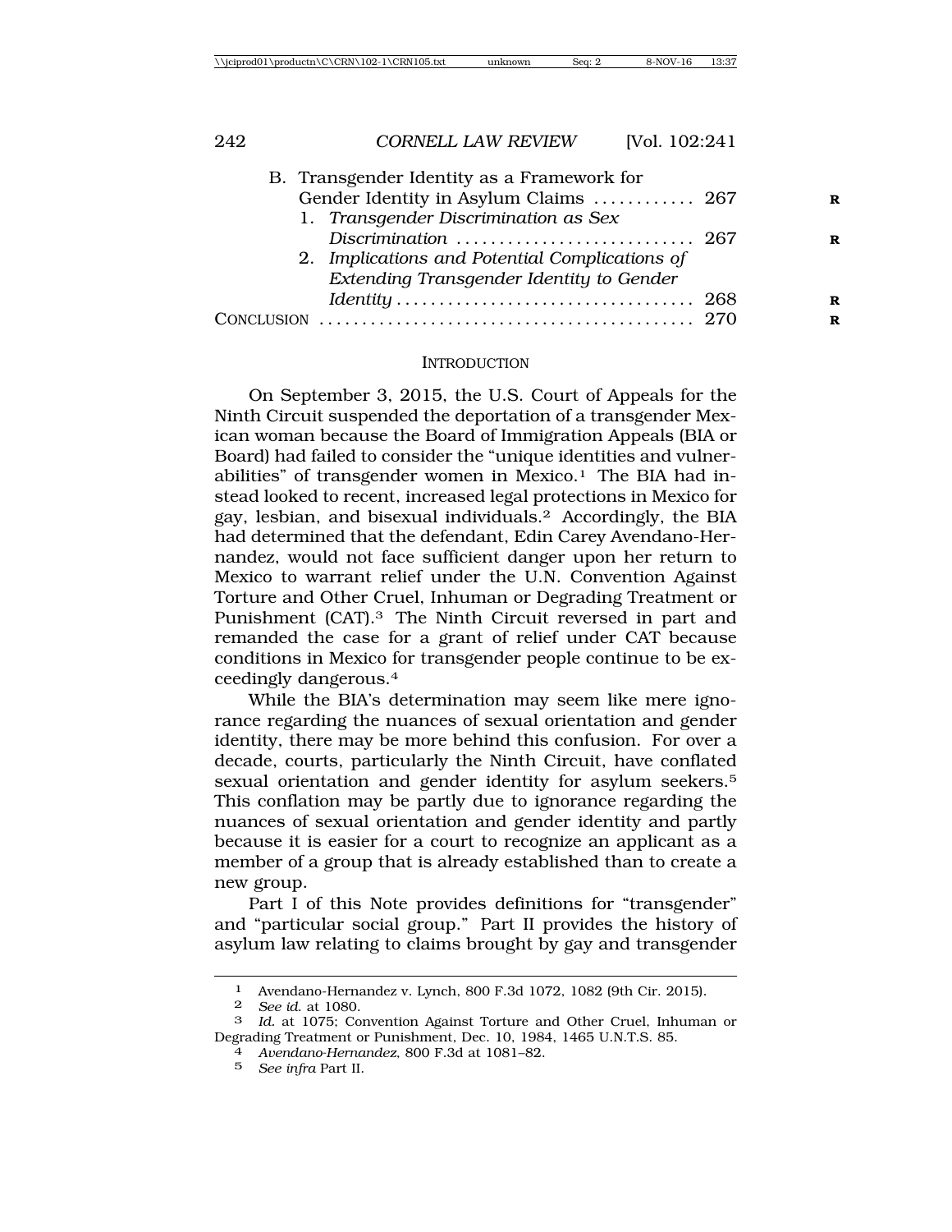B. Transgender Identity as a Framework for Gender Identity in Asylum Claims ............ 267
   1. *Transgender Discrimination as Sex Discrimination* ............................ 267
   2. *Implications and Potential Complications of Extending Transgender Identity to Gender Identity* .................................. 268

CONCLUSION ........................................... 270

## INTRODUCTION

On September 3, 2015, the U.S. Court of Appeals for the Ninth Circuit suspended the deportation of a transgender Mexican woman because the Board of Immigration Appeals (BIA or Board) had failed to consider the "unique identities and vulnerabilities" of transgender women in Mexico.[1] The BIA had instead looked to recent, increased legal protections in Mexico for gay, lesbian, and bisexual individuals.[2] Accordingly, the BIA had determined that the defendant, Edin Carey Avendano-Hernandez, would not face sufficient danger upon her return to Mexico to warrant relief under the U.N. Convention Against Torture and Other Cruel, Inhuman or Degrading Treatment or Punishment (CAT).[3] The Ninth Circuit reversed in part and remanded the case for a grant of relief under CAT because conditions in Mexico for transgender people continue to be exceedingly dangerous.[4]

While the BIA's determination may seem like mere ignorance regarding the nuances of sexual orientation and gender identity, there may be more behind this confusion. For over a decade, courts, particularly the Ninth Circuit, have conflated sexual orientation and gender identity for asylum seekers.[5] This conflation may be partly due to ignorance regarding the nuances of sexual orientation and gender identity and partly because it is easier for a court to recognize an applicant as a member of a group that is already established than to create a new group.

Part I of this Note provides definitions for "transgender" and "particular social group." Part II provides the history of asylum law relating to claims brought by gay and transgender

---

1 Avendano-Hernandez v. Lynch, 800 F.3d 1072, 1082 (9th Cir. 2015).

2 *See id.* at 1080.

3 *Id.* at 1075; Convention Against Torture and Other Cruel, Inhuman or Degrading Treatment or Punishment, Dec. 10, 1984, 1465 U.N.T.S. 85.

4 *Avendano-Hernandez*, 800 F.3d at 1081–82.

5 *See infra* Part II.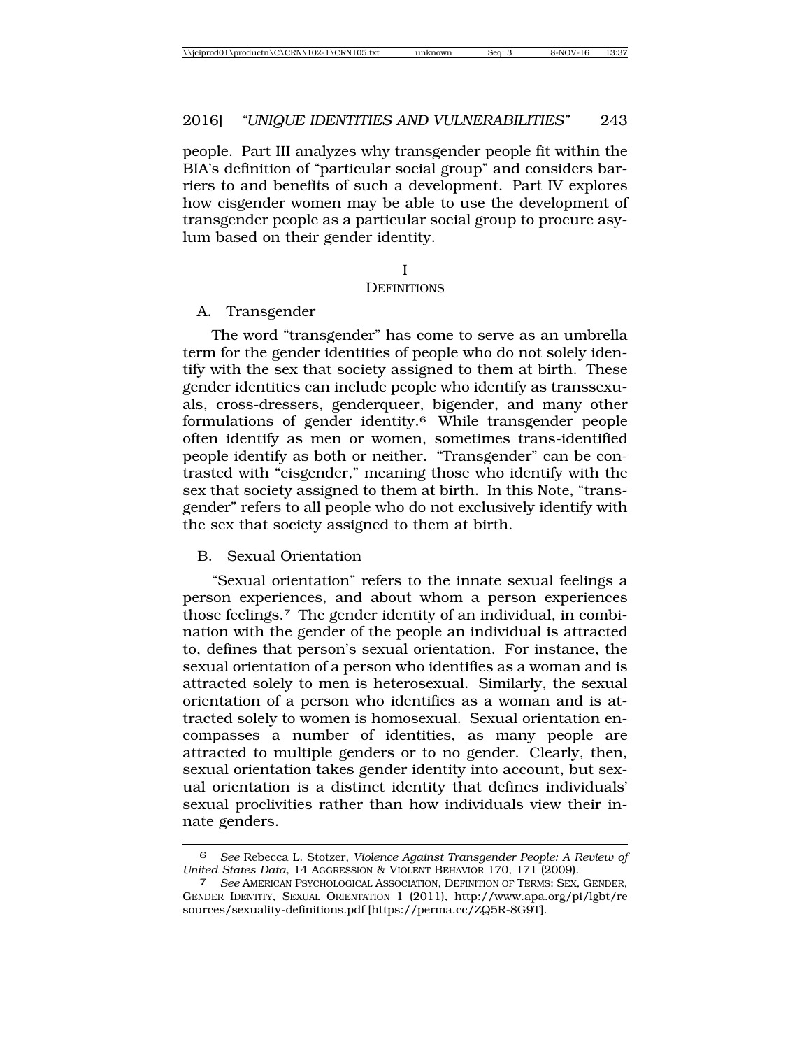people. Part III analyzes why transgender people fit within the BIA's definition of "particular social group" and considers barriers to and benefits of such a development. Part IV explores how cisgender women may be able to use the development of transgender people as a particular social group to procure asylum based on their gender identity.

## I
## DEFINITIONS

### A. Transgender

The word "transgender" has come to serve as an umbrella term for the gender identities of people who do not solely identify with the sex that society assigned to them at birth. These gender identities can include people who identify as transsexuals, cross-dressers, genderqueer, bigender, and many other formulations of gender identity.[6] While transgender people often identify as men or women, sometimes trans-identified people identify as both or neither. "Transgender" can be contrasted with "cisgender," meaning those who identify with the sex that society assigned to them at birth. In this Note, "transgender" refers to all people who do not exclusively identify with the sex that society assigned to them at birth.

### B. Sexual Orientation

"Sexual orientation" refers to the innate sexual feelings a person experiences, and about whom a person experiences those feelings.[7] The gender identity of an individual, in combination with the gender of the people an individual is attracted to, defines that person's sexual orientation. For instance, the sexual orientation of a person who identifies as a woman and is attracted solely to men is heterosexual. Similarly, the sexual orientation of a person who identifies as a woman and is attracted solely to women is homosexual. Sexual orientation encompasses a number of identities, as many people are attracted to multiple genders or to no gender. Clearly, then, sexual orientation takes gender identity into account, but sexual orientation is a distinct identity that defines individuals' sexual proclivities rather than how individuals view their innate genders.

---

6 *See* Rebecca L. Stotzer, *Violence Against Transgender People: A Review of United States Data*, 14 AGGRESSION & VIOLENT BEHAVIOR 170, 171 (2009).

7 *See* AMERICAN PSYCHOLOGICAL ASSOCIATION, DEFINITION OF TERMS: SEX, GENDER, GENDER IDENTITY, SEXUAL ORIENTATION 1 (2011), http://www.apa.org/pi/lgbt/resources/sexuality-definitions.pdf [https://perma.cc/ZQ5R-8G9T].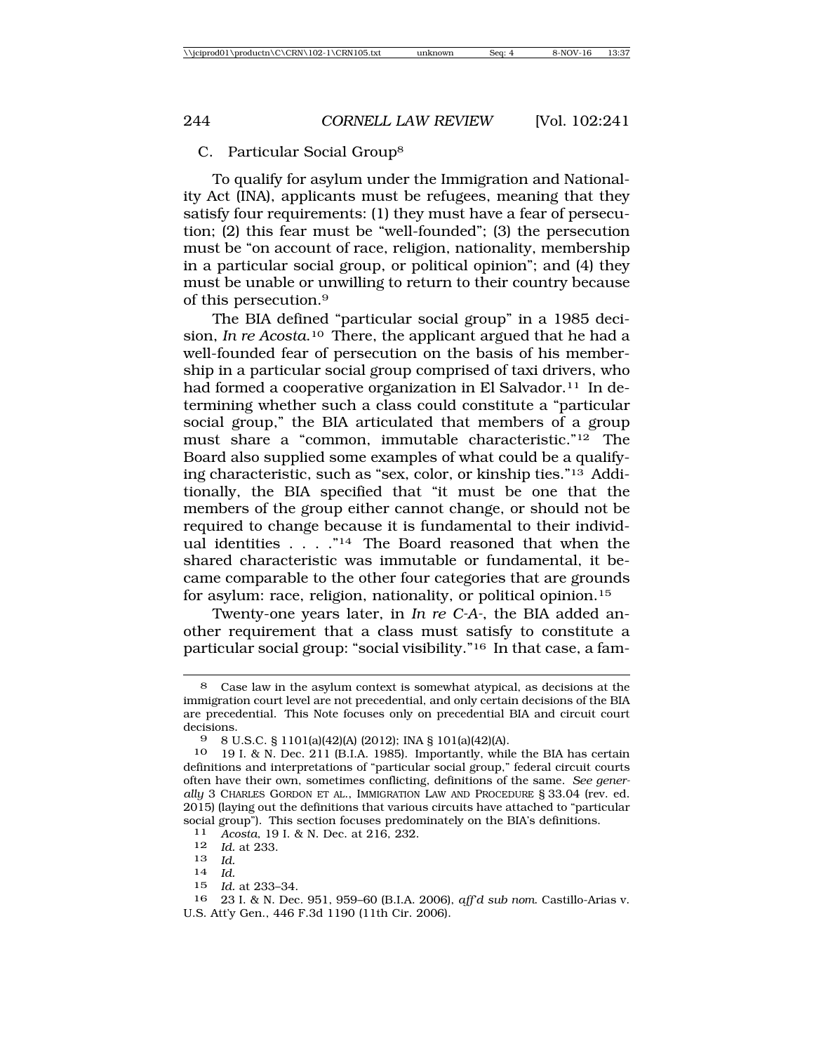### C. Particular Social Group[8]

To qualify for asylum under the Immigration and Nationality Act (INA), applicants must be refugees, meaning that they satisfy four requirements: (1) they must have a fear of persecution; (2) this fear must be "well-founded"; (3) the persecution must be "on account of race, religion, nationality, membership in a particular social group, or political opinion"; and (4) they must be unable or unwilling to return to their country because of this persecution.[9]

The BIA defined "particular social group" in a 1985 decision, *In re Acosta*.[10] There, the applicant argued that he had a well-founded fear of persecution on the basis of his membership in a particular social group comprised of taxi drivers, who had formed a cooperative organization in El Salvador.[11] In determining whether such a class could constitute a "particular social group," the BIA articulated that members of a group must share a "common, immutable characteristic."[12] The Board also supplied some examples of what could be a qualifying characteristic, such as "sex, color, or kinship ties."[13] Additionally, the BIA specified that "it must be one that the members of the group either cannot change, or should not be required to change because it is fundamental to their individual identities . . . ."[14] The Board reasoned that when the shared characteristic was immutable or fundamental, it became comparable to the other four categories that are grounds for asylum: race, religion, nationality, or political opinion.[15]

Twenty-one years later, in *In re C-A-*, the BIA added another requirement that a class must satisfy to constitute a particular social group: "social visibility."[16] In that case, a fam-

---

[8] Case law in the asylum context is somewhat atypical, as decisions at the immigration court level are not precedential, and only certain decisions of the BIA are precedential. This Note focuses only on precedential BIA and circuit court decisions.

[9] 8 U.S.C. § 1101(a)(42)(A) (2012); INA § 101(a)(42)(A).

[10] 19 I. & N. Dec. 211 (B.I.A. 1985). Importantly, while the BIA has certain definitions and interpretations of "particular social group," federal circuit courts often have their own, sometimes conflicting, definitions of the same. *See generally* 3 CHARLES GORDON ET AL., IMMIGRATION LAW AND PROCEDURE § 33.04 (rev. ed. 2015) (laying out the definitions that various circuits have attached to "particular social group"). This section focuses predominately on the BIA's definitions.

[11] *Acosta*, 19 I. & N. Dec. at 216, 232.

[12] *Id.* at 233.

[13] *Id.*

[14] *Id.*

[15] *Id.* at 233–34.

[16] 23 I. & N. Dec. 951, 959–60 (B.I.A. 2006), *aff'd sub nom.* Castillo-Arias v. U.S. Att'y Gen., 446 F.3d 1190 (11th Cir. 2006).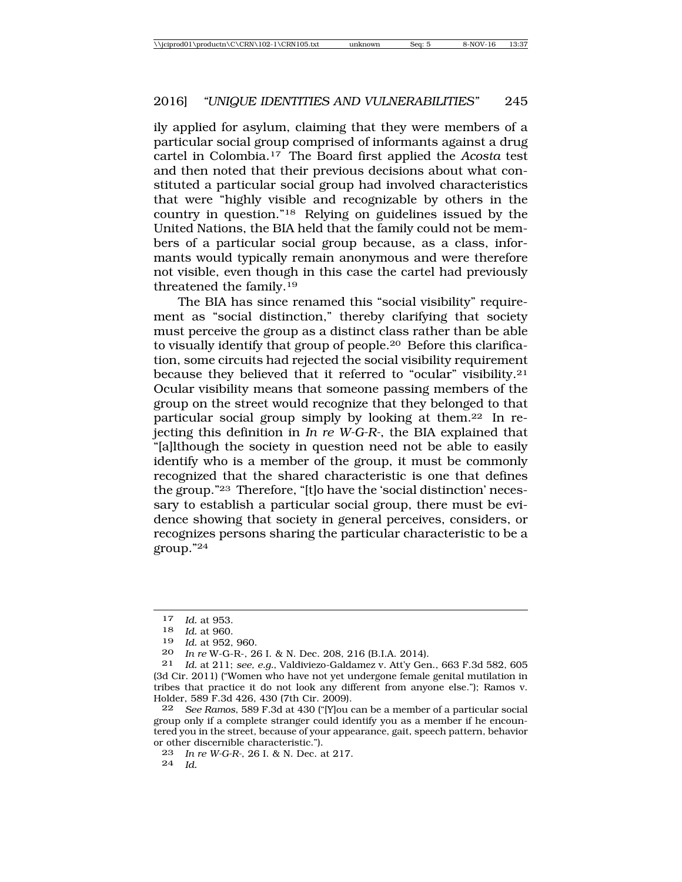ily applied for asylum, claiming that they were members of a particular social group comprised of informants against a drug cartel in Colombia.[17] The Board first applied the *Acosta* test and then noted that their previous decisions about what constituted a particular social group had involved characteristics that were "highly visible and recognizable by others in the country in question."[18] Relying on guidelines issued by the United Nations, the BIA held that the family could not be members of a particular social group because, as a class, informants would typically remain anonymous and were therefore not visible, even though in this case the cartel had previously threatened the family.[19]

The BIA has since renamed this "social visibility" requirement as "social distinction," thereby clarifying that society must perceive the group as a distinct class rather than be able to visually identify that group of people.[20] Before this clarification, some circuits had rejected the social visibility requirement because they believed that it referred to "ocular" visibility.[21] Ocular visibility means that someone passing members of the group on the street would recognize that they belonged to that particular social group simply by looking at them.[22] In rejecting this definition in *In re W-G-R-*, the BIA explained that "[a]lthough the society in question need not be able to easily identify who is a member of the group, it must be commonly recognized that the shared characteristic is one that defines the group."[23] Therefore, "[t]o have the 'social distinction' necessary to establish a particular social group, there must be evidence showing that society in general perceives, considers, or recognizes persons sharing the particular characteristic to be a group."[24]

---

[17] *Id.* at 953.

[18] *Id.* at 960.

[19] *Id.* at 952, 960.

[20] *In re* W-G-R-, 26 I. & N. Dec. 208, 216 (B.I.A. 2014).

[21] *Id.* at 211; *see, e.g.*, Valdiviezo-Galdamez v. Att'y Gen., 663 F.3d 582, 605 (3d Cir. 2011) ("Women who have not yet undergone female genital mutilation in tribes that practice it do not look any different from anyone else."); Ramos v. Holder, 589 F.3d 426, 430 (7th Cir. 2009).

[22] *See Ramos*, 589 F.3d at 430 ("[Y]ou can be a member of a particular social group only if a complete stranger could identify you as a member if he encountered you in the street, because of your appearance, gait, speech pattern, behavior or other discernible characteristic.").

[23] *In re W-G-R-*, 26 I. & N. Dec. at 217.

[24] *Id.*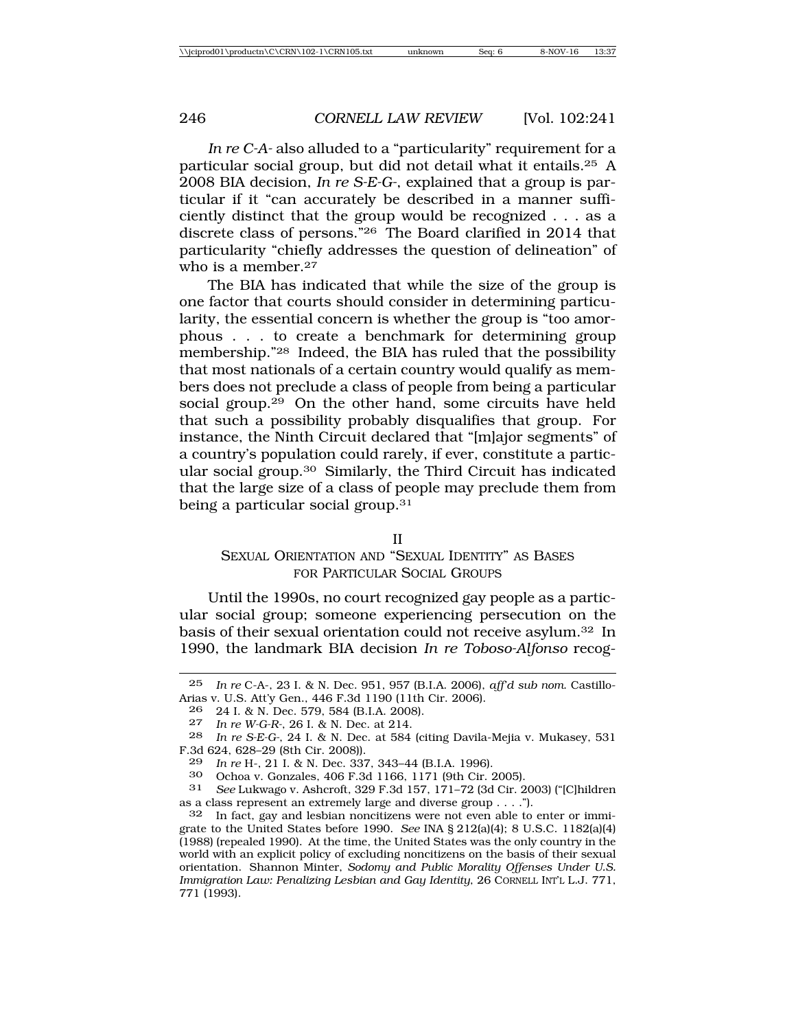*In re C-A-* also alluded to a "particularity" requirement for a particular social group, but did not detail what it entails.[25] A 2008 BIA decision, *In re S-E-G-*, explained that a group is particular if it "can accurately be described in a manner sufficiently distinct that the group would be recognized . . . as a discrete class of persons."[26] The Board clarified in 2014 that particularity "chiefly addresses the question of delineation" of who is a member.[27]

The BIA has indicated that while the size of the group is one factor that courts should consider in determining particularity, the essential concern is whether the group is "too amorphous . . . to create a benchmark for determining group membership."[28] Indeed, the BIA has ruled that the possibility that most nationals of a certain country would qualify as members does not preclude a class of people from being a particular social group.[29] On the other hand, some circuits have held that such a possibility probably disqualifies that group. For instance, the Ninth Circuit declared that "[m]ajor segments" of a country's population could rarely, if ever, constitute a particular social group.[30] Similarly, the Third Circuit has indicated that the large size of a class of people may preclude them from being a particular social group.[31]

## II
## SEXUAL ORIENTATION AND "SEXUAL IDENTITY" AS BASES FOR PARTICULAR SOCIAL GROUPS

Until the 1990s, no court recognized gay people as a particular social group; someone experiencing persecution on the basis of their sexual orientation could not receive asylum.[32] In 1990, the landmark BIA decision *In re Toboso-Alfonso* recog-

---

25 *In re* C-A-, 23 I. & N. Dec. 951, 957 (B.I.A. 2006), *aff'd sub nom.* Castillo-Arias v. U.S. Att'y Gen., 446 F.3d 1190 (11th Cir. 2006).

26 24 I. & N. Dec. 579, 584 (B.I.A. 2008).

27 *In re W-G-R-*, 26 I. & N. Dec. at 214.

28 *In re S-E-G-*, 24 I. & N. Dec. at 584 (citing Davila-Mejia v. Mukasey, 531 F.3d 624, 628–29 (8th Cir. 2008)).

29 *In re* H-, 21 I. & N. Dec. 337, 343–44 (B.I.A. 1996).

30 Ochoa v. Gonzales, 406 F.3d 1166, 1171 (9th Cir. 2005).

31 *See* Lukwago v. Ashcroft, 329 F.3d 157, 171–72 (3d Cir. 2003) ("[C]hildren as a class represent an extremely large and diverse group . . . .").

32 In fact, gay and lesbian noncitizens were not even able to enter or immigrate to the United States before 1990. *See* INA § 212(a)(4); 8 U.S.C. 1182(a)(4) (1988) (repealed 1990). At the time, the United States was the only country in the world with an explicit policy of excluding noncitizens on the basis of their sexual orientation. Shannon Minter, *Sodomy and Public Morality Offenses Under U.S. Immigration Law: Penalizing Lesbian and Gay Identity*, 26 CORNELL INT'L L.J. 771, 771 (1993).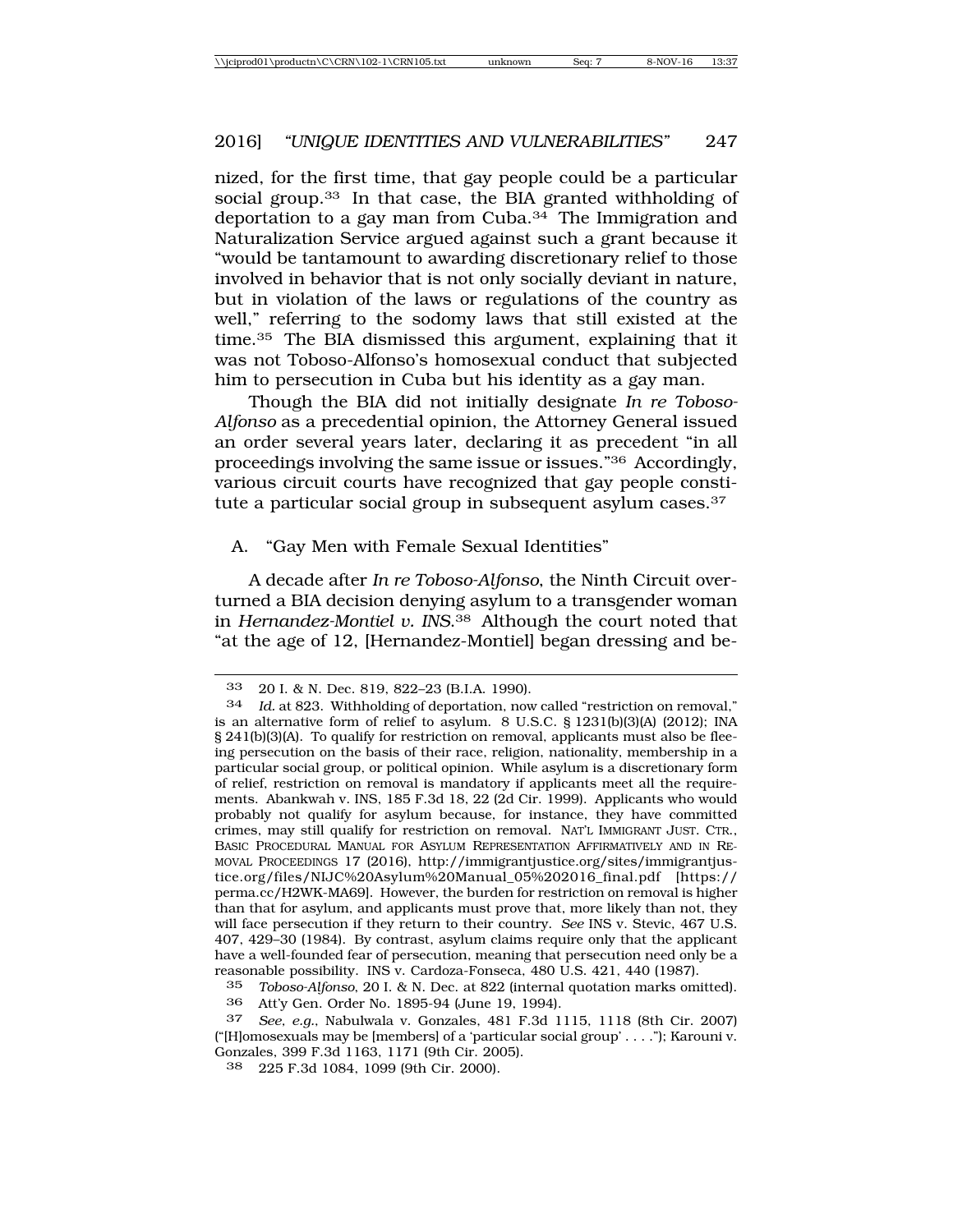nized, for the first time, that gay people could be a particular social group.[33] In that case, the BIA granted withholding of deportation to a gay man from Cuba.[34] The Immigration and Naturalization Service argued against such a grant because it "would be tantamount to awarding discretionary relief to those involved in behavior that is not only socially deviant in nature, but in violation of the laws or regulations of the country as well," referring to the sodomy laws that still existed at the time.[35] The BIA dismissed this argument, explaining that it was not Toboso-Alfonso's homosexual conduct that subjected him to persecution in Cuba but his identity as a gay man.

Though the BIA did not initially designate *In re Toboso-Alfonso* as a precedential opinion, the Attorney General issued an order several years later, declaring it as precedent "in all proceedings involving the same issue or issues."[36] Accordingly, various circuit courts have recognized that gay people constitute a particular social group in subsequent asylum cases.[37]

## A. "Gay Men with Female Sexual Identities"

A decade after *In re Toboso-Alfonso*, the Ninth Circuit overturned a BIA decision denying asylum to a transgender woman in *Hernandez-Montiel v. INS*.[38] Although the court noted that "at the age of 12, [Hernandez-Montiel] began dressing and be-

---

33 20 I. & N. Dec. 819, 822–23 (B.I.A. 1990).

34 *Id.* at 823. Withholding of deportation, now called "restriction on removal," is an alternative form of relief to asylum. 8 U.S.C. § 1231(b)(3)(A) (2012); INA § 241(b)(3)(A). To qualify for restriction on removal, applicants must also be fleeing persecution on the basis of their race, religion, nationality, membership in a particular social group, or political opinion. While asylum is a discretionary form of relief, restriction on removal is mandatory if applicants meet all the requirements. Abankwah v. INS, 185 F.3d 18, 22 (2d Cir. 1999). Applicants who would probably not qualify for asylum because, for instance, they have committed crimes, may still qualify for restriction on removal. NAT'L IMMIGRANT JUST. CTR., BASIC PROCEDURAL MANUAL FOR ASYLUM REPRESENTATION AFFIRMATIVELY AND IN REMOVAL PROCEEDINGS 17 (2016), http://immigrantjustice.org/sites/immigrantjustice.org/files/NIJC%20Asylum%20Manual_05%202016_final.pdf [https://perma.cc/H2WK-MA69]. However, the burden for restriction on removal is higher than that for asylum, and applicants must prove that, more likely than not, they will face persecution if they return to their country. *See* INS v. Stevic, 467 U.S. 407, 429–30 (1984). By contrast, asylum claims require only that the applicant have a well-founded fear of persecution, meaning that persecution need only be a reasonable possibility. INS v. Cardoza-Fonseca, 480 U.S. 421, 440 (1987).

35 *Toboso-Alfonso*, 20 I. & N. Dec. at 822 (internal quotation marks omitted).

36 Att'y Gen. Order No. 1895-94 (June 19, 1994).

37 *See, e.g.*, Nabulwala v. Gonzales, 481 F.3d 1115, 1118 (8th Cir. 2007) ("[H]omosexuals may be [members] of a 'particular social group' . . . ."); Karouni v. Gonzales, 399 F.3d 1163, 1171 (9th Cir. 2005).

38 225 F.3d 1084, 1099 (9th Cir. 2000).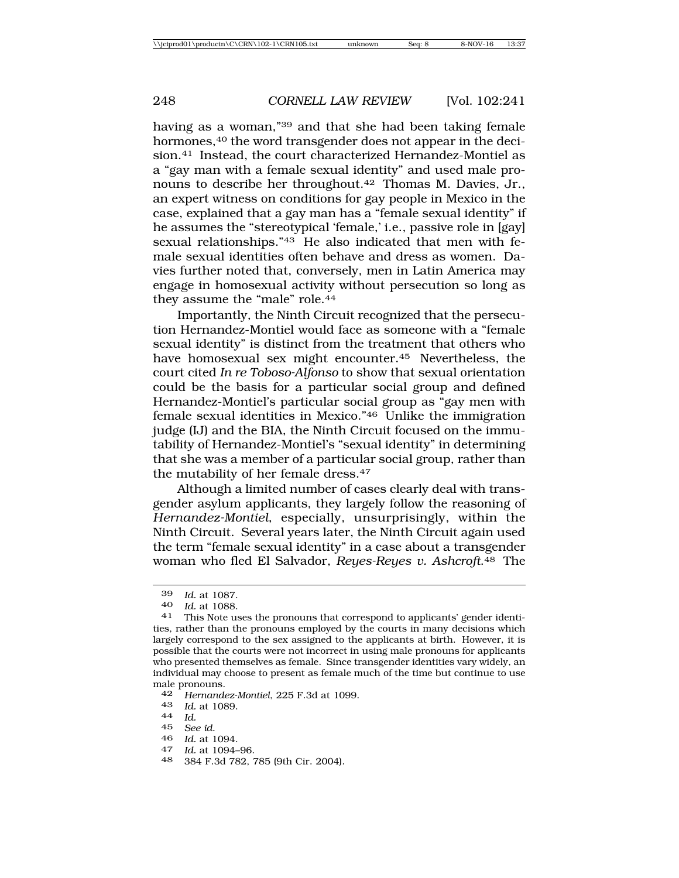having as a woman,"[39] and that she had been taking female hormones,[40] the word transgender does not appear in the decision.[41] Instead, the court characterized Hernandez-Montiel as a "gay man with a female sexual identity" and used male pronouns to describe her throughout.[42] Thomas M. Davies, Jr., an expert witness on conditions for gay people in Mexico in the case, explained that a gay man has a "female sexual identity" if he assumes the "stereotypical 'female,' i.e., passive role in [gay] sexual relationships."[43] He also indicated that men with female sexual identities often behave and dress as women. Davies further noted that, conversely, men in Latin America may engage in homosexual activity without persecution so long as they assume the "male" role.[44]

Importantly, the Ninth Circuit recognized that the persecution Hernandez-Montiel would face as someone with a "female sexual identity" is distinct from the treatment that others who have homosexual sex might encounter.[45] Nevertheless, the court cited *In re Toboso-Alfonso* to show that sexual orientation could be the basis for a particular social group and defined Hernandez-Montiel's particular social group as "gay men with female sexual identities in Mexico."[46] Unlike the immigration judge (IJ) and the BIA, the Ninth Circuit focused on the immutability of Hernandez-Montiel's "sexual identity" in determining that she was a member of a particular social group, rather than the mutability of her female dress.[47]

Although a limited number of cases clearly deal with transgender asylum applicants, they largely follow the reasoning of *Hernandez-Montiel*, especially, unsurprisingly, within the Ninth Circuit. Several years later, the Ninth Circuit again used the term "female sexual identity" in a case about a transgender woman who fled El Salvador, *Reyes-Reyes v. Ashcroft*.[48] The

---

39 *Id.* at 1087.

40 *Id.* at 1088.

41 This Note uses the pronouns that correspond to applicants' gender identities, rather than the pronouns employed by the courts in many decisions which largely correspond to the sex assigned to the applicants at birth. However, it is possible that the courts were not incorrect in using male pronouns for applicants who presented themselves as female. Since transgender identities vary widely, an individual may choose to present as female much of the time but continue to use male pronouns.

42 *Hernandez-Montiel*, 225 F.3d at 1099.

43 *Id.* at 1089.

44 *Id.*

45 *See id.*

46 *Id.* at 1094.

47 *Id.* at 1094–96.

48 384 F.3d 782, 785 (9th Cir. 2004).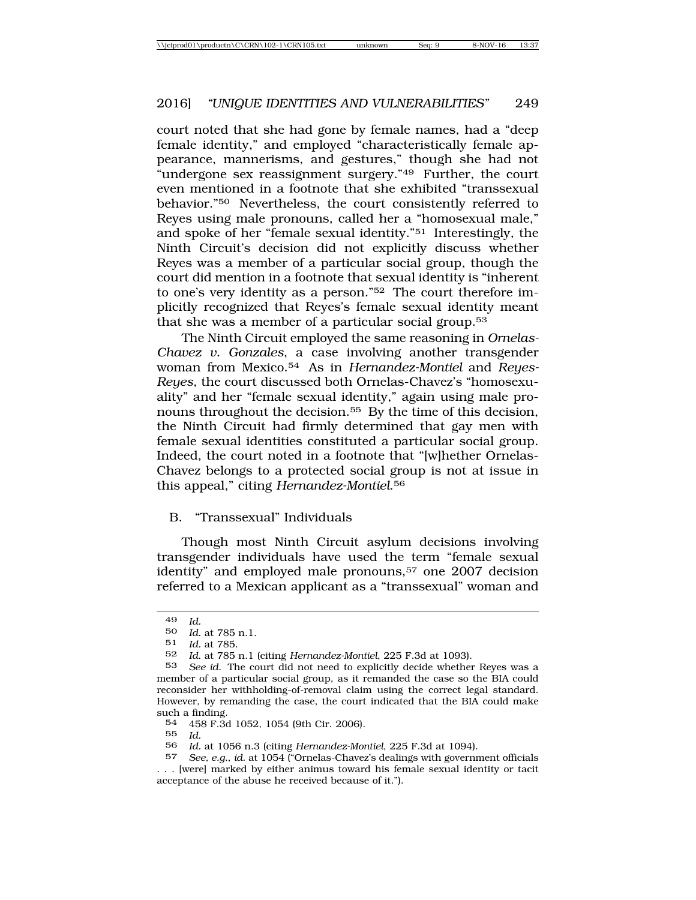court noted that she had gone by female names, had a "deep female identity," and employed "characteristically female appearance, mannerisms, and gestures," though she had not "undergone sex reassignment surgery."[49] Further, the court even mentioned in a footnote that she exhibited "transsexual behavior."[50] Nevertheless, the court consistently referred to Reyes using male pronouns, called her a "homosexual male," and spoke of her "female sexual identity."[51] Interestingly, the Ninth Circuit's decision did not explicitly discuss whether Reyes was a member of a particular social group, though the court did mention in a footnote that sexual identity is "inherent to one's very identity as a person."[52] The court therefore implicitly recognized that Reyes's female sexual identity meant that she was a member of a particular social group.[53]

The Ninth Circuit employed the same reasoning in *Ornelas-Chavez v. Gonzales*, a case involving another transgender woman from Mexico.[54] As in *Hernandez-Montiel* and *Reyes-Reyes*, the court discussed both Ornelas-Chavez's "homosexuality" and her "female sexual identity," again using male pronouns throughout the decision.[55] By the time of this decision, the Ninth Circuit had firmly determined that gay men with female sexual identities constituted a particular social group. Indeed, the court noted in a footnote that "[w]hether Ornelas-Chavez belongs to a protected social group is not at issue in this appeal," citing *Hernandez-Montiel*.[56]

## B. "Transsexual" Individuals

Though most Ninth Circuit asylum decisions involving transgender individuals have used the term "female sexual identity" and employed male pronouns,[57] one 2007 decision referred to a Mexican applicant as a "transsexual" woman and

---

49 *Id.*

50 *Id.* at 785 n.1.

51 *Id.* at 785.

52 *Id.* at 785 n.1 (citing *Hernandez-Montiel*, 225 F.3d at 1093).

53 *See id.* The court did not need to explicitly decide whether Reyes was a member of a particular social group, as it remanded the case so the BIA could reconsider her withholding-of-removal claim using the correct legal standard. However, by remanding the case, the court indicated that the BIA could make such a finding.

54 458 F.3d 1052, 1054 (9th Cir. 2006).

55 *Id.*

56 *Id.* at 1056 n.3 (citing *Hernandez-Montiel*, 225 F.3d at 1094).

57 *See, e.g.*, *id.* at 1054 ("Ornelas-Chavez's dealings with government officials . . . [were] marked by either animus toward his female sexual identity or tacit acceptance of the abuse he received because of it.").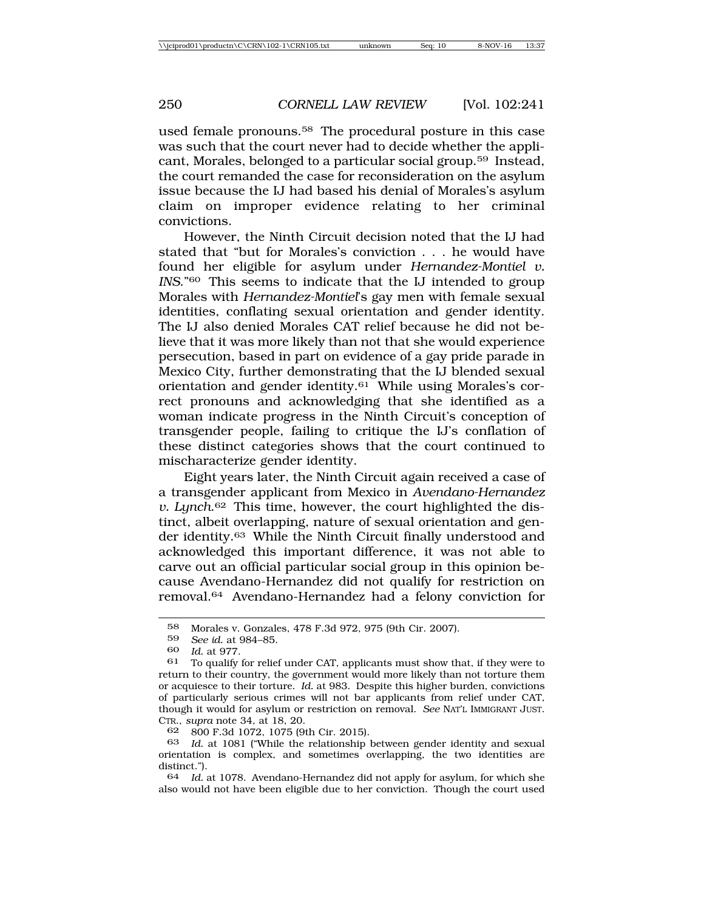used female pronouns.[58] The procedural posture in this case was such that the court never had to decide whether the applicant, Morales, belonged to a particular social group.[59] Instead, the court remanded the case for reconsideration on the asylum issue because the IJ had based his denial of Morales's asylum claim on improper evidence relating to her criminal convictions.

However, the Ninth Circuit decision noted that the IJ had stated that "but for Morales's conviction . . . he would have found her eligible for asylum under *Hernandez-Montiel v. INS*."[60] This seems to indicate that the IJ intended to group Morales with *Hernandez-Montiel*'s gay men with female sexual identities, conflating sexual orientation and gender identity. The IJ also denied Morales CAT relief because he did not believe that it was more likely than not that she would experience persecution, based in part on evidence of a gay pride parade in Mexico City, further demonstrating that the IJ blended sexual orientation and gender identity.[61] While using Morales's correct pronouns and acknowledging that she identified as a woman indicate progress in the Ninth Circuit's conception of transgender people, failing to critique the IJ's conflation of these distinct categories shows that the court continued to mischaracterize gender identity.

Eight years later, the Ninth Circuit again received a case of a transgender applicant from Mexico in *Avendano-Hernandez v. Lynch*.[62] This time, however, the court highlighted the distinct, albeit overlapping, nature of sexual orientation and gender identity.[63] While the Ninth Circuit finally understood and acknowledged this important difference, it was not able to carve out an official particular social group in this opinion because Avendano-Hernandez did not qualify for restriction on removal.[64] Avendano-Hernandez had a felony conviction for

---

58 Morales v. Gonzales, 478 F.3d 972, 975 (9th Cir. 2007).

59 *See id.* at 984–85.

60 *Id.* at 977.

61 To qualify for relief under CAT, applicants must show that, if they were to return to their country, the government would more likely than not torture them or acquiesce to their torture. *Id.* at 983. Despite this higher burden, convictions of particularly serious crimes will not bar applicants from relief under CAT, though it would for asylum or restriction on removal. *See* NAT'L IMMIGRANT JUST. CTR., *supra* note 34, at 18, 20.

62 800 F.3d 1072, 1075 (9th Cir. 2015).

63 *Id.* at 1081 ("While the relationship between gender identity and sexual orientation is complex, and sometimes overlapping, the two identities are distinct.").

64 *Id.* at 1078. Avendano-Hernandez did not apply for asylum, for which she also would not have been eligible due to her conviction. Though the court used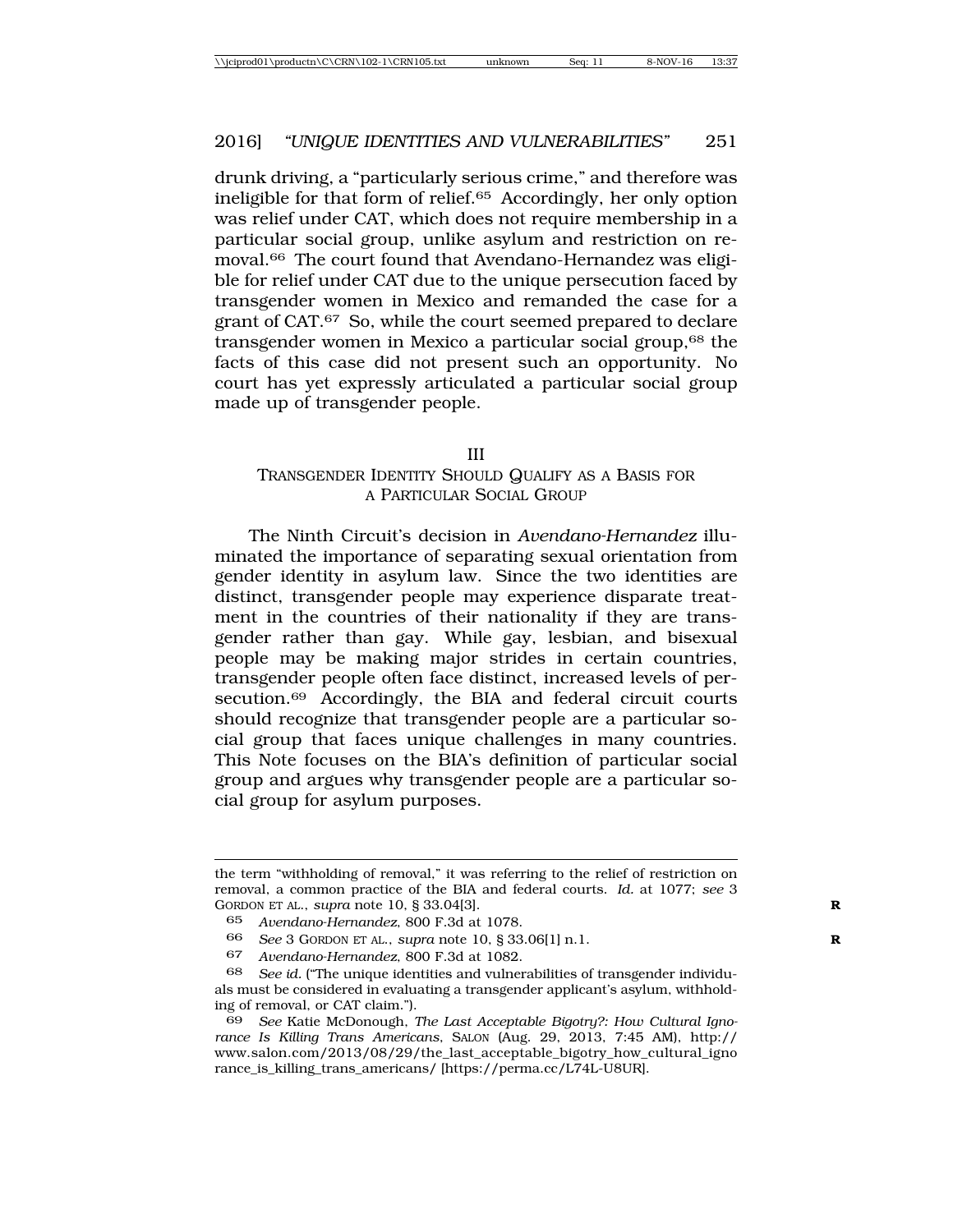drunk driving, a "particularly serious crime," and therefore was ineligible for that form of relief.[65] Accordingly, her only option was relief under CAT, which does not require membership in a particular social group, unlike asylum and restriction on removal.[66] The court found that Avendano-Hernandez was eligible for relief under CAT due to the unique persecution faced by transgender women in Mexico and remanded the case for a grant of CAT.[67] So, while the court seemed prepared to declare transgender women in Mexico a particular social group,[68] the facts of this case did not present such an opportunity. No court has yet expressly articulated a particular social group made up of transgender people.

## III
## TRANSGENDER IDENTITY SHOULD QUALIFY AS A BASIS FOR A PARTICULAR SOCIAL GROUP

The Ninth Circuit's decision in *Avendano-Hernandez* illuminated the importance of separating sexual orientation from gender identity in asylum law. Since the two identities are distinct, transgender people may experience disparate treatment in the countries of their nationality if they are transgender rather than gay. While gay, lesbian, and bisexual people may be making major strides in certain countries, transgender people often face distinct, increased levels of persecution.[69] Accordingly, the BIA and federal circuit courts should recognize that transgender people are a particular social group that faces unique challenges in many countries. This Note focuses on the BIA's definition of particular social group and argues why transgender people are a particular social group for asylum purposes.

---

the term "withholding of removal," it was referring to the relief of restriction on removal, a common practice of the BIA and federal courts. *Id.* at 1077; *see* 3 GORDON ET AL., *supra* note 10, § 33.04[3].

[65] *Avendano-Hernandez*, 800 F.3d at 1078.

[66] *See* 3 GORDON ET AL., *supra* note 10, § 33.06[1] n.1.

[67] *Avendano-Hernandez*, 800 F.3d at 1082.

[68] *See id.* ("The unique identities and vulnerabilities of transgender individuals must be considered in evaluating a transgender applicant's asylum, withholding of removal, or CAT claim.").

[69] *See* Katie McDonough, *The Last Acceptable Bigotry?: How Cultural Ignorance Is Killing Trans Americans*, SALON (Aug. 29, 2013, 7:45 AM), http://www.salon.com/2013/08/29/the_last_acceptable_bigotry_how_cultural_ignorance_is_killing_trans_americans/ [https://perma.cc/L74L-U8UR].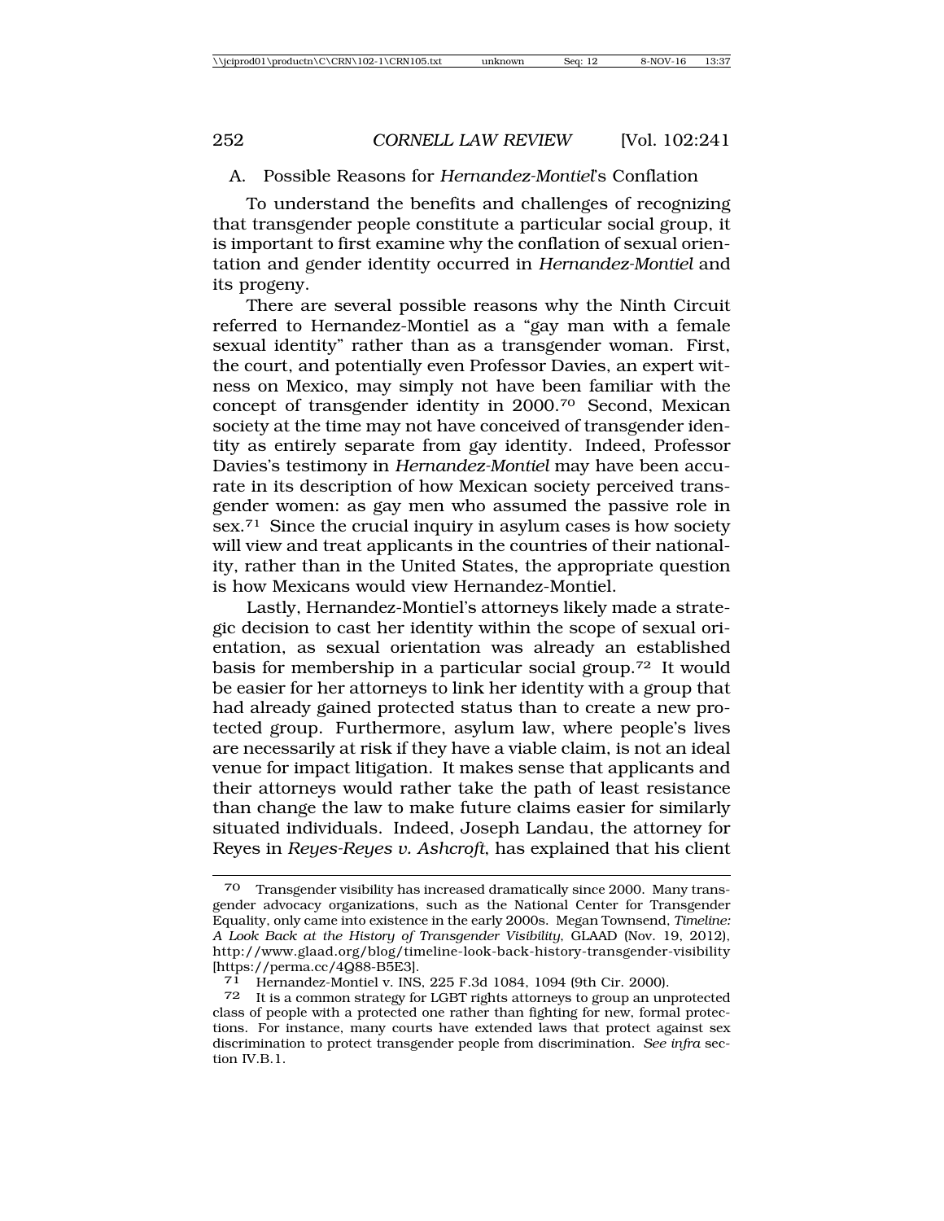### A. Possible Reasons for *Hernandez-Montiel*'s Conflation

To understand the benefits and challenges of recognizing that transgender people constitute a particular social group, it is important to first examine why the conflation of sexual orientation and gender identity occurred in *Hernandez-Montiel* and its progeny.

There are several possible reasons why the Ninth Circuit referred to Hernandez-Montiel as a "gay man with a female sexual identity" rather than as a transgender woman. First, the court, and potentially even Professor Davies, an expert witness on Mexico, may simply not have been familiar with the concept of transgender identity in 2000.[70] Second, Mexican society at the time may not have conceived of transgender identity as entirely separate from gay identity. Indeed, Professor Davies's testimony in *Hernandez-Montiel* may have been accurate in its description of how Mexican society perceived transgender women: as gay men who assumed the passive role in sex.[71] Since the crucial inquiry in asylum cases is how society will view and treat applicants in the countries of their nationality, rather than in the United States, the appropriate question is how Mexicans would view Hernandez-Montiel.

Lastly, Hernandez-Montiel's attorneys likely made a strategic decision to cast her identity within the scope of sexual orientation, as sexual orientation was already an established basis for membership in a particular social group.[72] It would be easier for her attorneys to link her identity with a group that had already gained protected status than to create a new protected group. Furthermore, asylum law, where people's lives are necessarily at risk if they have a viable claim, is not an ideal venue for impact litigation. It makes sense that applicants and their attorneys would rather take the path of least resistance than change the law to make future claims easier for similarly situated individuals. Indeed, Joseph Landau, the attorney for Reyes in *Reyes-Reyes v. Ashcroft*, has explained that his client

---

70 Transgender visibility has increased dramatically since 2000. Many transgender advocacy organizations, such as the National Center for Transgender Equality, only came into existence in the early 2000s. Megan Townsend, *Timeline: A Look Back at the History of Transgender Visibility*, GLAAD (Nov. 19, 2012), http://www.glaad.org/blog/timeline-look-back-history-transgender-visibility [https://perma.cc/4Q88-B5E3].

71 Hernandez-Montiel v. INS, 225 F.3d 1084, 1094 (9th Cir. 2000).

72 It is a common strategy for LGBT rights attorneys to group an unprotected class of people with a protected one rather than fighting for new, formal protections. For instance, many courts have extended laws that protect against sex discrimination to protect transgender people from discrimination. *See infra* section IV.B.1.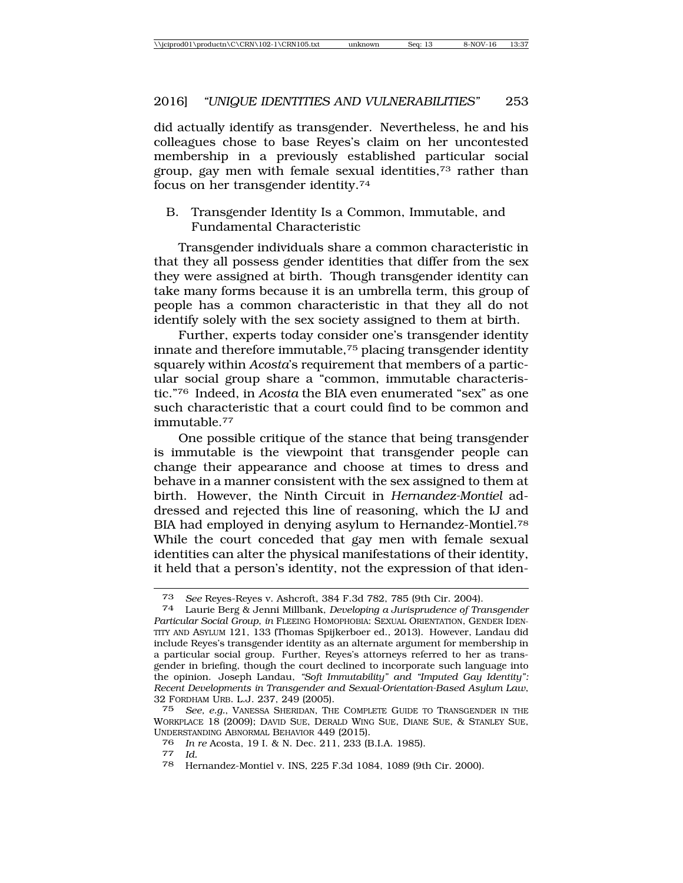did actually identify as transgender. Nevertheless, he and his colleagues chose to base Reyes's claim on her uncontested membership in a previously established particular social group, gay men with female sexual identities,[73] rather than focus on her transgender identity.[74]

### B. Transgender Identity Is a Common, Immutable, and Fundamental Characteristic

Transgender individuals share a common characteristic in that they all possess gender identities that differ from the sex they were assigned at birth. Though transgender identity can take many forms because it is an umbrella term, this group of people has a common characteristic in that they all do not identify solely with the sex society assigned to them at birth.

Further, experts today consider one's transgender identity innate and therefore immutable,[75] placing transgender identity squarely within *Acosta*'s requirement that members of a particular social group share a "common, immutable characteristic."[76] Indeed, in *Acosta* the BIA even enumerated "sex" as one such characteristic that a court could find to be common and immutable.[77]

One possible critique of the stance that being transgender is immutable is the viewpoint that transgender people can change their appearance and choose at times to dress and behave in a manner consistent with the sex assigned to them at birth. However, the Ninth Circuit in *Hernandez-Montiel* addressed and rejected this line of reasoning, which the IJ and BIA had employed in denying asylum to Hernandez-Montiel.[78] While the court conceded that gay men with female sexual identities can alter the physical manifestations of their identity, it held that a person's identity, not the expression of that iden-

---

73 *See* Reyes-Reyes v. Ashcroft, 384 F.3d 782, 785 (9th Cir. 2004).

74 Laurie Berg & Jenni Millbank, *Developing a Jurisprudence of Transgender Particular Social Group*, *in* FLEEING HOMOPHOBIA: SEXUAL ORIENTATION, GENDER IDENTITY AND ASYLUM 121, 133 (Thomas Spijkerboer ed., 2013). However, Landau did include Reyes's transgender identity as an alternate argument for membership in a particular social group. Further, Reyes's attorneys referred to her as transgender in briefing, though the court declined to incorporate such language into the opinion. Joseph Landau, *"Soft Immutability" and "Imputed Gay Identity": Recent Developments in Transgender and Sexual-Orientation-Based Asylum Law*, 32 FORDHAM URB. L.J. 237, 249 (2005).

75 *See, e.g.*, VANESSA SHERIDAN, THE COMPLETE GUIDE TO TRANSGENDER IN THE WORKPLACE 18 (2009); DAVID SUE, DERALD WING SUE, DIANE SUE, & STANLEY SUE, UNDERSTANDING ABNORMAL BEHAVIOR 449 (2015).

76 *In re* Acosta, 19 I. & N. Dec. 211, 233 (B.I.A. 1985).

77 *Id.*

78 Hernandez-Montiel v. INS, 225 F.3d 1084, 1089 (9th Cir. 2000).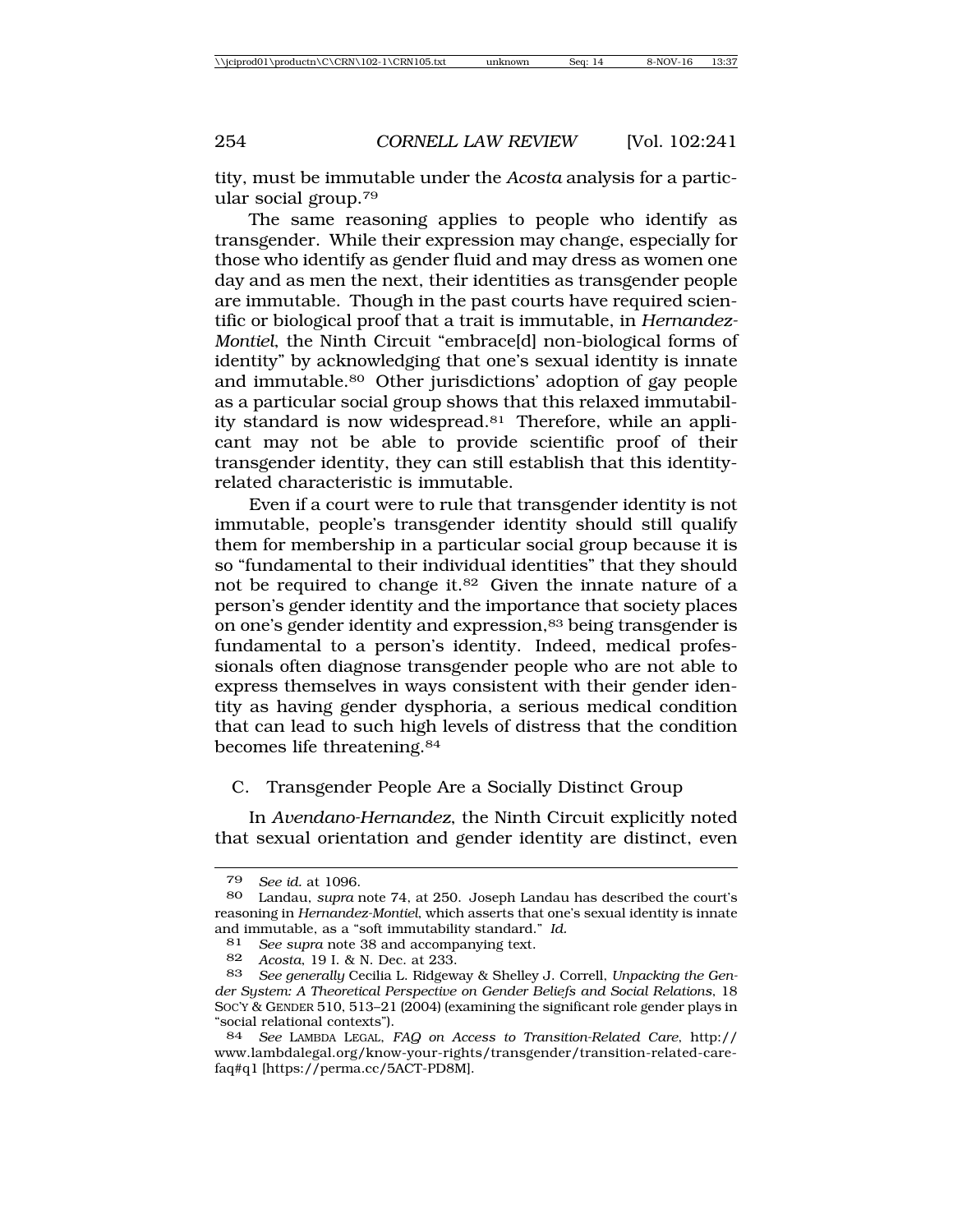tity, must be immutable under the *Acosta* analysis for a particular social group.[79]

The same reasoning applies to people who identify as transgender. While their expression may change, especially for those who identify as gender fluid and may dress as women one day and as men the next, their identities as transgender people are immutable. Though in the past courts have required scientific or biological proof that a trait is immutable, in *Hernandez-Montiel*, the Ninth Circuit "embrace[d] non-biological forms of identity" by acknowledging that one's sexual identity is innate and immutable.[80] Other jurisdictions' adoption of gay people as a particular social group shows that this relaxed immutability standard is now widespread.[81] Therefore, while an applicant may not be able to provide scientific proof of their transgender identity, they can still establish that this identity-related characteristic is immutable.

Even if a court were to rule that transgender identity is not immutable, people's transgender identity should still qualify them for membership in a particular social group because it is so "fundamental to their individual identities" that they should not be required to change it.[82] Given the innate nature of a person's gender identity and the importance that society places on one's gender identity and expression,[83] being transgender is fundamental to a person's identity. Indeed, medical professionals often diagnose transgender people who are not able to express themselves in ways consistent with their gender identity as having gender dysphoria, a serious medical condition that can lead to such high levels of distress that the condition becomes life threatening.[84]

## C. Transgender People Are a Socially Distinct Group

In *Avendano-Hernandez*, the Ninth Circuit explicitly noted that sexual orientation and gender identity are distinct, even

---

79 *See id.* at 1096.

80 Landau, *supra* note 74, at 250. Joseph Landau has described the court's reasoning in *Hernandez-Montiel*, which asserts that one's sexual identity is innate and immutable, as a "soft immutability standard." *Id.*

81 *See supra* note 38 and accompanying text.

82 *Acosta*, 19 I. & N. Dec. at 233.

83 *See generally* Cecilia L. Ridgeway & Shelley J. Correll, *Unpacking the Gender System: A Theoretical Perspective on Gender Beliefs and Social Relations*, 18 SOC'Y & GENDER 510, 513–21 (2004) (examining the significant role gender plays in "social relational contexts").

84 *See* LAMBDA LEGAL, *FAQ on Access to Transition-Related Care*, http://www.lambdalegal.org/know-your-rights/transgender/transition-related-care-faq#q1 [https://perma.cc/5ACT-PD8M].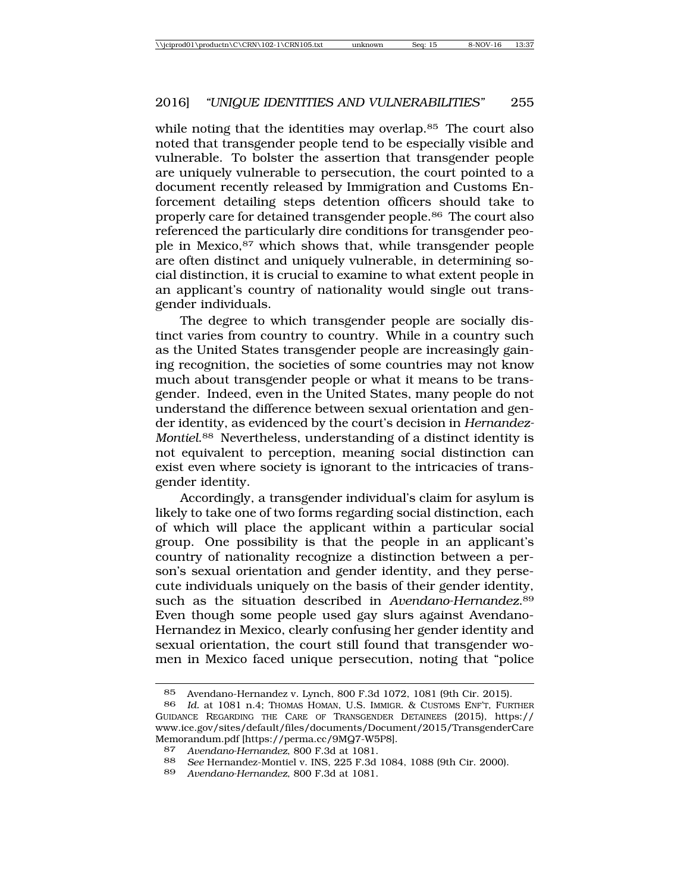while noting that the identities may overlap.[85] The court also noted that transgender people tend to be especially visible and vulnerable. To bolster the assertion that transgender people are uniquely vulnerable to persecution, the court pointed to a document recently released by Immigration and Customs Enforcement detailing steps detention officers should take to properly care for detained transgender people.[86] The court also referenced the particularly dire conditions for transgender people in Mexico,[87] which shows that, while transgender people are often distinct and uniquely vulnerable, in determining social distinction, it is crucial to examine to what extent people in an applicant's country of nationality would single out transgender individuals.

The degree to which transgender people are socially distinct varies from country to country. While in a country such as the United States transgender people are increasingly gaining recognition, the societies of some countries may not know much about transgender people or what it means to be transgender. Indeed, even in the United States, many people do not understand the difference between sexual orientation and gender identity, as evidenced by the court's decision in *Hernandez-Montiel*.[88] Nevertheless, understanding of a distinct identity is not equivalent to perception, meaning social distinction can exist even where society is ignorant to the intricacies of transgender identity.

Accordingly, a transgender individual's claim for asylum is likely to take one of two forms regarding social distinction, each of which will place the applicant within a particular social group. One possibility is that the people in an applicant's country of nationality recognize a distinction between a person's sexual orientation and gender identity, and they persecute individuals uniquely on the basis of their gender identity, such as the situation described in *Avendano-Hernandez*.[89] Even though some people used gay slurs against Avendano-Hernandez in Mexico, clearly confusing her gender identity and sexual orientation, the court still found that transgender women in Mexico faced unique persecution, noting that "police

---

85 Avendano-Hernandez v. Lynch, 800 F.3d 1072, 1081 (9th Cir. 2015).

86 *Id.* at 1081 n.4; THOMAS HOMAN, U.S. IMMIGR. & CUSTOMS ENF'T, FURTHER GUIDANCE REGARDING THE CARE OF TRANSGENDER DETAINEES (2015), https://www.ice.gov/sites/default/files/documents/Document/2015/TransgenderCareMemorandum.pdf [https://perma.cc/9MQ7-W5P8].

87 *Avendano-Hernandez*, 800 F.3d at 1081.

88 *See* Hernandez-Montiel v. INS, 225 F.3d 1084, 1088 (9th Cir. 2000).

89 *Avendano-Hernandez*, 800 F.3d at 1081.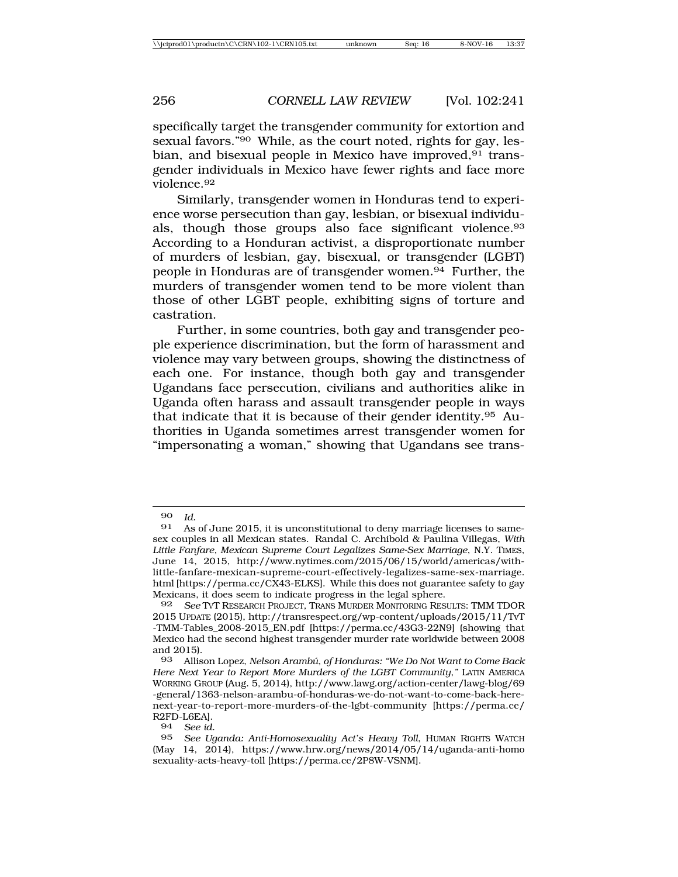specifically target the transgender community for extortion and sexual favors."[90] While, as the court noted, rights for gay, lesbian, and bisexual people in Mexico have improved,[91] transgender individuals in Mexico have fewer rights and face more violence.[92]

Similarly, transgender women in Honduras tend to experience worse persecution than gay, lesbian, or bisexual individuals, though those groups also face significant violence.[93] According to a Honduran activist, a disproportionate number of murders of lesbian, gay, bisexual, or transgender (LGBT) people in Honduras are of transgender women.[94] Further, the murders of transgender women tend to be more violent than those of other LGBT people, exhibiting signs of torture and castration.

Further, in some countries, both gay and transgender people experience discrimination, but the form of harassment and violence may vary between groups, showing the distinctness of each one. For instance, though both gay and transgender Ugandans face persecution, civilians and authorities alike in Uganda often harass and assault transgender people in ways that indicate that it is because of their gender identity.[95] Authorities in Uganda sometimes arrest transgender women for "impersonating a woman," showing that Ugandans see trans-

---

[90] *Id.*

[91] As of June 2015, it is unconstitutional to deny marriage licenses to same-sex couples in all Mexican states. Randal C. Archibold & Paulina Villegas, *With Little Fanfare, Mexican Supreme Court Legalizes Same-Sex Marriage*, N.Y. TIMES, June 14, 2015, http://www.nytimes.com/2015/06/15/world/americas/with-little-fanfare-mexican-supreme-court-effectively-legalizes-same-sex-marriage.html [https://perma.cc/CX43-ELKS]. While this does not guarantee safety to gay Mexicans, it does seem to indicate progress in the legal sphere.

[92] *See* TVT RESEARCH PROJECT, TRANS MURDER MONITORING RESULTS: TMM TDOR 2015 UPDATE (2015), http://transrespect.org/wp-content/uploads/2015/11/TvT-TMM-Tables_2008-2015_EN.pdf [https://perma.cc/43G3-22N9] (showing that Mexico had the second highest transgender murder rate worldwide between 2008 and 2015).

[93] Allison Lopez, *Nelson Arambú, of Honduras: "We Do Not Want to Come Back Here Next Year to Report More Murders of the LGBT Community*,*"* LATIN AMERICA WORKING GROUP (Aug. 5, 2014), http://www.lawg.org/action-center/lawg-blog/69-general/1363-nelson-arambu-of-honduras-we-do-not-want-to-come-back-here-next-year-to-report-more-murders-of-the-lgbt-community [https://perma.cc/R2FD-L6EA].

[94] *See id.*

[95] *See Uganda: Anti-Homosexuality Act's Heavy Toll*, HUMAN RIGHTS WATCH (May 14, 2014), https://www.hrw.org/news/2014/05/14/uganda-anti-homosexuality-acts-heavy-toll [https://perma.cc/2P8W-VSNM].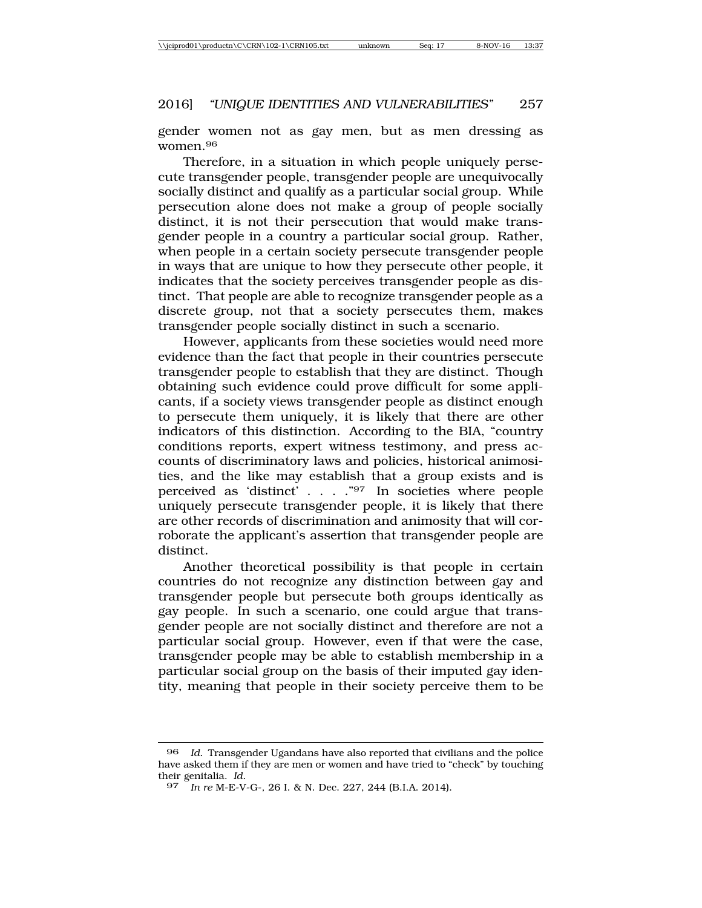gender women not as gay men, but as men dressing as women.[96]

Therefore, in a situation in which people uniquely persecute transgender people, transgender people are unequivocally socially distinct and qualify as a particular social group. While persecution alone does not make a group of people socially distinct, it is not their persecution that would make transgender people in a country a particular social group. Rather, when people in a certain society persecute transgender people in ways that are unique to how they persecute other people, it indicates that the society perceives transgender people as distinct. That people are able to recognize transgender people as a discrete group, not that a society persecutes them, makes transgender people socially distinct in such a scenario.

However, applicants from these societies would need more evidence than the fact that people in their countries persecute transgender people to establish that they are distinct. Though obtaining such evidence could prove difficult for some applicants, if a society views transgender people as distinct enough to persecute them uniquely, it is likely that there are other indicators of this distinction. According to the BIA, "country conditions reports, expert witness testimony, and press accounts of discriminatory laws and policies, historical animosities, and the like may establish that a group exists and is perceived as 'distinct' . . . ."[97] In societies where people uniquely persecute transgender people, it is likely that there are other records of discrimination and animosity that will corroborate the applicant's assertion that transgender people are distinct.

Another theoretical possibility is that people in certain countries do not recognize any distinction between gay and transgender people but persecute both groups identically as gay people. In such a scenario, one could argue that transgender people are not socially distinct and therefore are not a particular social group. However, even if that were the case, transgender people may be able to establish membership in a particular social group on the basis of their imputed gay identity, meaning that people in their society perceive them to be

---

[96] *Id.* Transgender Ugandans have also reported that civilians and the police have asked them if they are men or women and have tried to "check" by touching their genitalia. *Id.*

[97] *In re* M-E-V-G-, 26 I. & N. Dec. 227, 244 (B.I.A. 2014).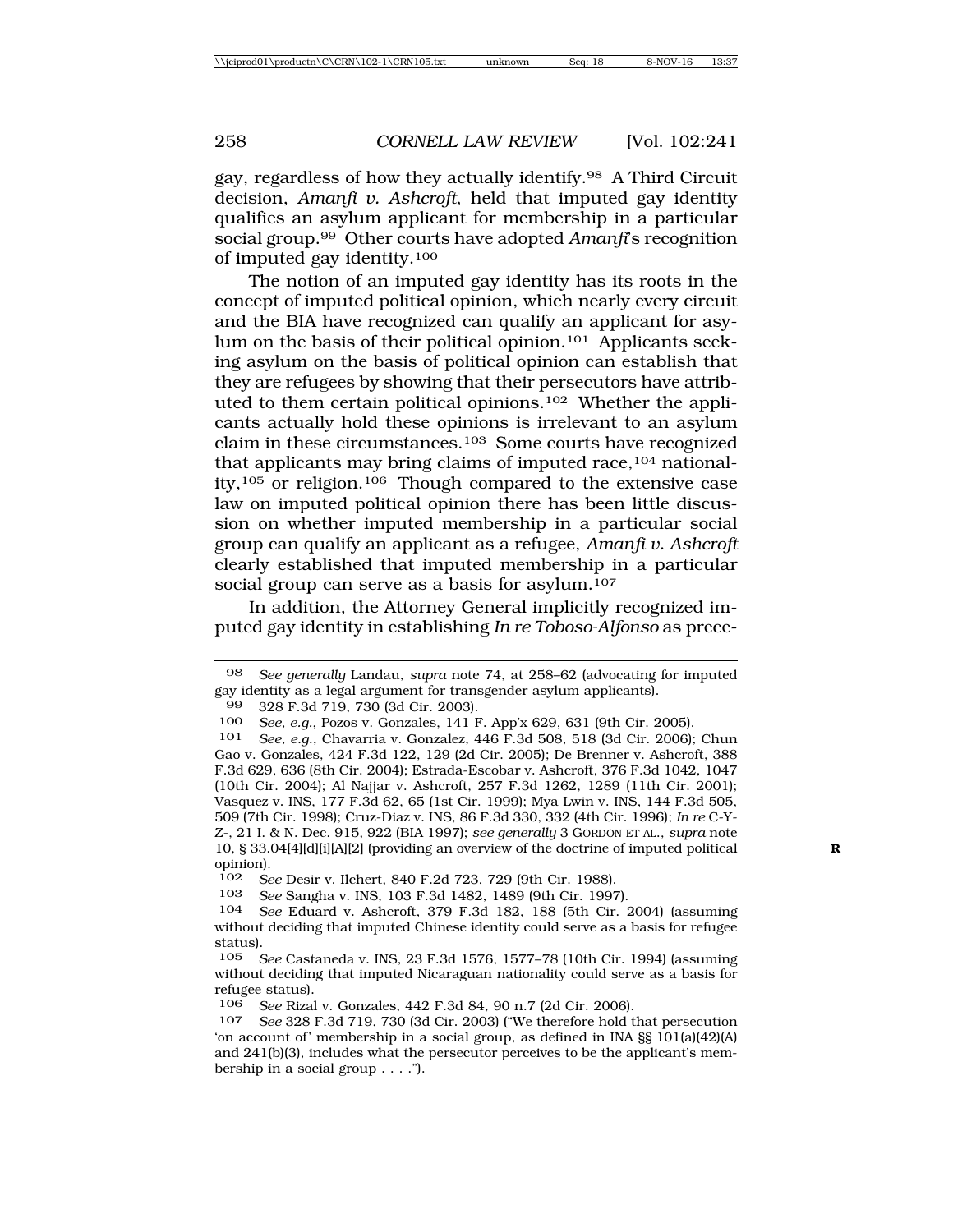gay, regardless of how they actually identify.[98] A Third Circuit decision, *Amanfi v. Ashcroft*, held that imputed gay identity qualifies an asylum applicant for membership in a particular social group.[99] Other courts have adopted *Amanfi*'s recognition of imputed gay identity.[100]

The notion of an imputed gay identity has its roots in the concept of imputed political opinion, which nearly every circuit and the BIA have recognized can qualify an applicant for asylum on the basis of their political opinion.[101] Applicants seeking asylum on the basis of political opinion can establish that they are refugees by showing that their persecutors have attributed to them certain political opinions.[102] Whether the applicants actually hold these opinions is irrelevant to an asylum claim in these circumstances.[103] Some courts have recognized that applicants may bring claims of imputed race,[104] nationality,[105] or religion.[106] Though compared to the extensive case law on imputed political opinion there has been little discussion on whether imputed membership in a particular social group can qualify an applicant as a refugee, *Amanfi v. Ashcroft* clearly established that imputed membership in a particular social group can serve as a basis for asylum.[107]

In addition, the Attorney General implicitly recognized imputed gay identity in establishing *In re Toboso-Alfonso* as prece-

---

98 *See generally* Landau, *supra* note 74, at 258–62 (advocating for imputed gay identity as a legal argument for transgender asylum applicants).

99 328 F.3d 719, 730 (3d Cir. 2003).

100 *See, e.g.*, Pozos v. Gonzales, 141 F. App'x 629, 631 (9th Cir. 2005).

101 *See, e.g.*, Chavarria v. Gonzalez, 446 F.3d 508, 518 (3d Cir. 2006); Chun Gao v. Gonzales, 424 F.3d 122, 129 (2d Cir. 2005); De Brenner v. Ashcroft, 388 F.3d 629, 636 (8th Cir. 2004); Estrada-Escobar v. Ashcroft, 376 F.3d 1042, 1047 (10th Cir. 2004); Al Najjar v. Ashcroft, 257 F.3d 1262, 1289 (11th Cir. 2001); Vasquez v. INS, 177 F.3d 62, 65 (1st Cir. 1999); Mya Lwin v. INS, 144 F.3d 505, 509 (7th Cir. 1998); Cruz-Diaz v. INS, 86 F.3d 330, 332 (4th Cir. 1996); *In re* C-Y-Z-, 21 I. & N. Dec. 915, 922 (BIA 1997); *see generally* 3 GORDON ET AL., *supra* note 10, § 33.04[4][d][i][A][2] (providing an overview of the doctrine of imputed political opinion).

102 *See* Desir v. Ilchert, 840 F.2d 723, 729 (9th Cir. 1988).

103 *See* Sangha v. INS, 103 F.3d 1482, 1489 (9th Cir. 1997).

104 *See* Eduard v. Ashcroft, 379 F.3d 182, 188 (5th Cir. 2004) (assuming without deciding that imputed Chinese identity could serve as a basis for refugee status).

105 *See* Castaneda v. INS, 23 F.3d 1576, 1577–78 (10th Cir. 1994) (assuming without deciding that imputed Nicaraguan nationality could serve as a basis for refugee status).

106 *See* Rizal v. Gonzales, 442 F.3d 84, 90 n.7 (2d Cir. 2006).

107 *See* 328 F.3d 719, 730 (3d Cir. 2003) ("We therefore hold that persecution 'on account of' membership in a social group, as defined in INA §§ 101(a)(42)(A) and 241(b)(3), includes what the persecutor perceives to be the applicant's membership in a social group . . . .").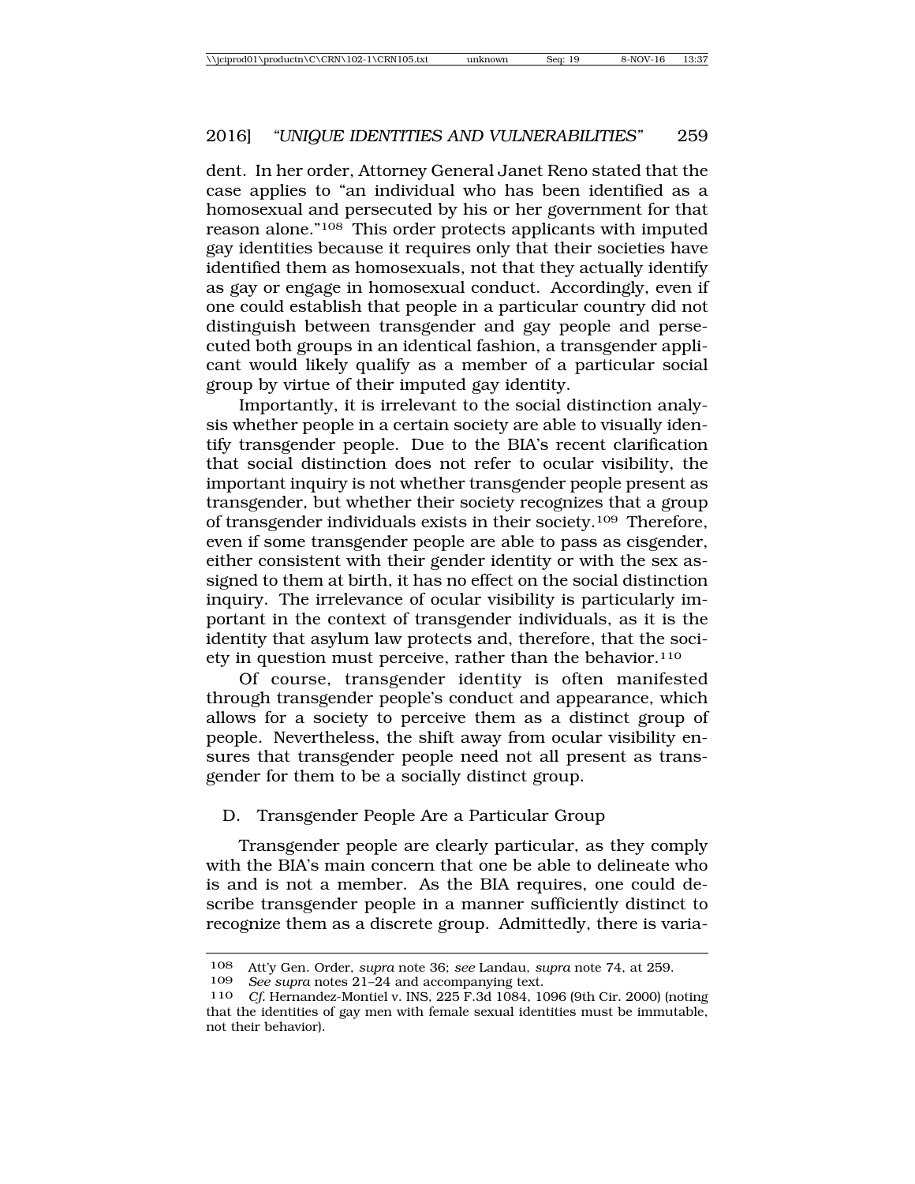dent. In her order, Attorney General Janet Reno stated that the case applies to "an individual who has been identified as a homosexual and persecuted by his or her government for that reason alone."[108] This order protects applicants with imputed gay identities because it requires only that their societies have identified them as homosexuals, not that they actually identify as gay or engage in homosexual conduct. Accordingly, even if one could establish that people in a particular country did not distinguish between transgender and gay people and persecuted both groups in an identical fashion, a transgender applicant would likely qualify as a member of a particular social group by virtue of their imputed gay identity.

Importantly, it is irrelevant to the social distinction analysis whether people in a certain society are able to visually identify transgender people. Due to the BIA's recent clarification that social distinction does not refer to ocular visibility, the important inquiry is not whether transgender people present as transgender, but whether their society recognizes that a group of transgender individuals exists in their society.[109] Therefore, even if some transgender people are able to pass as cisgender, either consistent with their gender identity or with the sex assigned to them at birth, it has no effect on the social distinction inquiry. The irrelevance of ocular visibility is particularly important in the context of transgender individuals, as it is the identity that asylum law protects and, therefore, that the society in question must perceive, rather than the behavior.[110]

Of course, transgender identity is often manifested through transgender people's conduct and appearance, which allows for a society to perceive them as a distinct group of people. Nevertheless, the shift away from ocular visibility ensures that transgender people need not all present as transgender for them to be a socially distinct group.

### D. Transgender People Are a Particular Group

Transgender people are clearly particular, as they comply with the BIA's main concern that one be able to delineate who is and is not a member. As the BIA requires, one could describe transgender people in a manner sufficiently distinct to recognize them as a discrete group. Admittedly, there is varia-

---

[108] Att'y Gen. Order, *supra* note 36; *see* Landau, *supra* note 74, at 259.

[109] *See supra* notes 21–24 and accompanying text.

[110] *Cf.* Hernandez-Montiel v. INS, 225 F.3d 1084, 1096 (9th Cir. 2000) (noting that the identities of gay men with female sexual identities must be immutable, not their behavior).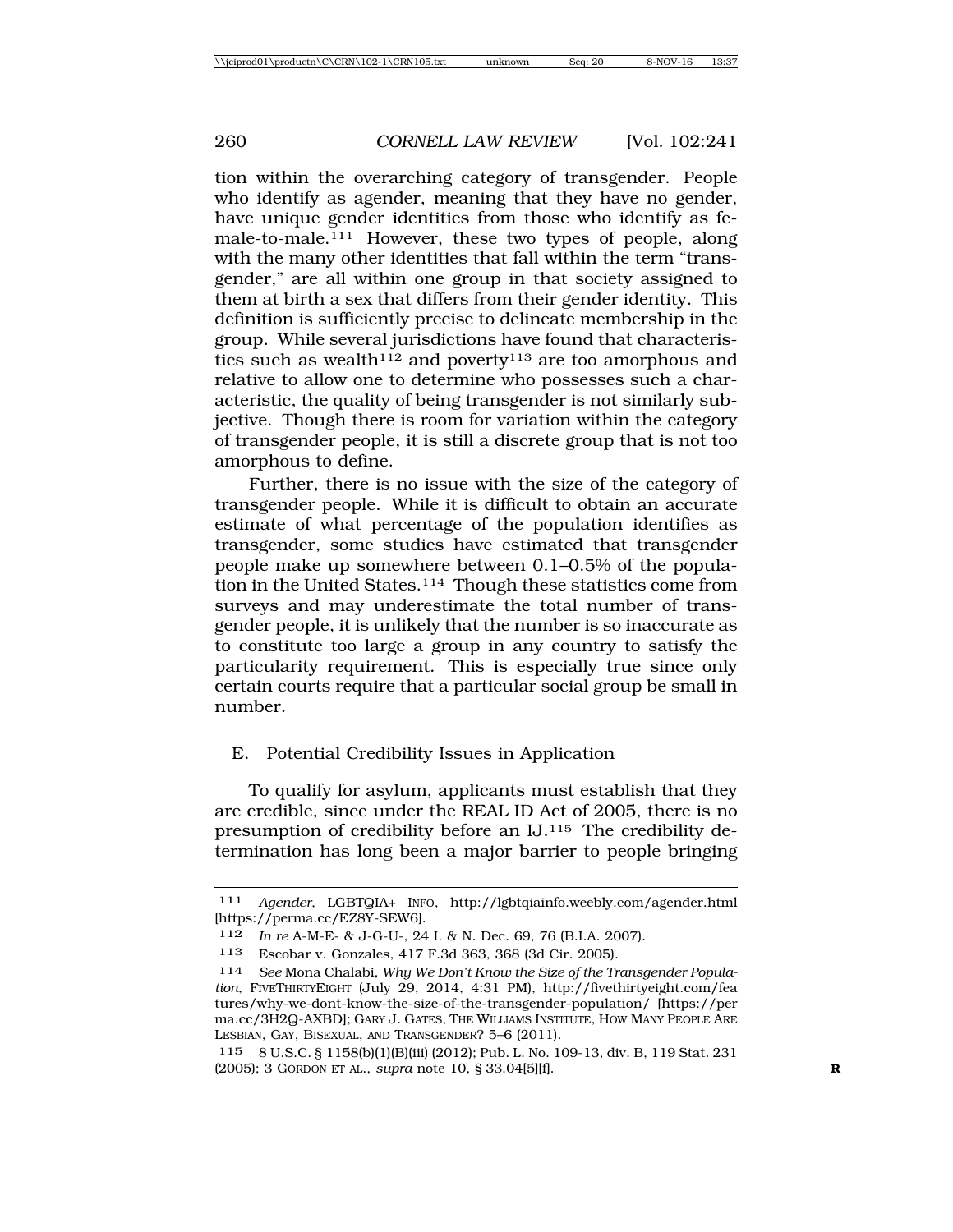tion within the overarching category of transgender. People who identify as agender, meaning that they have no gender, have unique gender identities from those who identify as female-to-male.[111] However, these two types of people, along with the many other identities that fall within the term "transgender," are all within one group in that society assigned to them at birth a sex that differs from their gender identity. This definition is sufficiently precise to delineate membership in the group. While several jurisdictions have found that characteristics such as wealth[112] and poverty[113] are too amorphous and relative to allow one to determine who possesses such a characteristic, the quality of being transgender is not similarly subjective. Though there is room for variation within the category of transgender people, it is still a discrete group that is not too amorphous to define.

Further, there is no issue with the size of the category of transgender people. While it is difficult to obtain an accurate estimate of what percentage of the population identifies as transgender, some studies have estimated that transgender people make up somewhere between 0.1–0.5% of the population in the United States.[114] Though these statistics come from surveys and may underestimate the total number of transgender people, it is unlikely that the number is so inaccurate as to constitute too large a group in any country to satisfy the particularity requirement. This is especially true since only certain courts require that a particular social group be small in number.

## E. Potential Credibility Issues in Application

To qualify for asylum, applicants must establish that they are credible, since under the REAL ID Act of 2005, there is no presumption of credibility before an IJ.[115] The credibility determination has long been a major barrier to people bringing

---

111 *Agender*, LGBTQIA+ INFO, http://lgbtqiainfo.weebly.com/agender.html [https://perma.cc/EZ8Y-SEW6].

112 *In re* A-M-E- & J-G-U-, 24 I. & N. Dec. 69, 76 (B.I.A. 2007).

113 Escobar v. Gonzales, 417 F.3d 363, 368 (3d Cir. 2005).

114 *See* Mona Chalabi, *Why We Don't Know the Size of the Transgender Population*, FIVETHIRTYEIGHT (July 29, 2014, 4:31 PM), http://fivethirtyeight.com/features/why-we-dont-know-the-size-of-the-transgender-population/ [https://perma.cc/3H2Q-AXBD]; GARY J. GATES, THE WILLIAMS INSTITUTE, HOW MANY PEOPLE ARE LESBIAN, GAY, BISEXUAL, AND TRANSGENDER? 5–6 (2011).

115 8 U.S.C. § 1158(b)(1)(B)(iii) (2012); Pub. L. No. 109-13, div. B, 119 Stat. 231 (2005); 3 GORDON ET AL., *supra* note 10, § 33.04[5][f].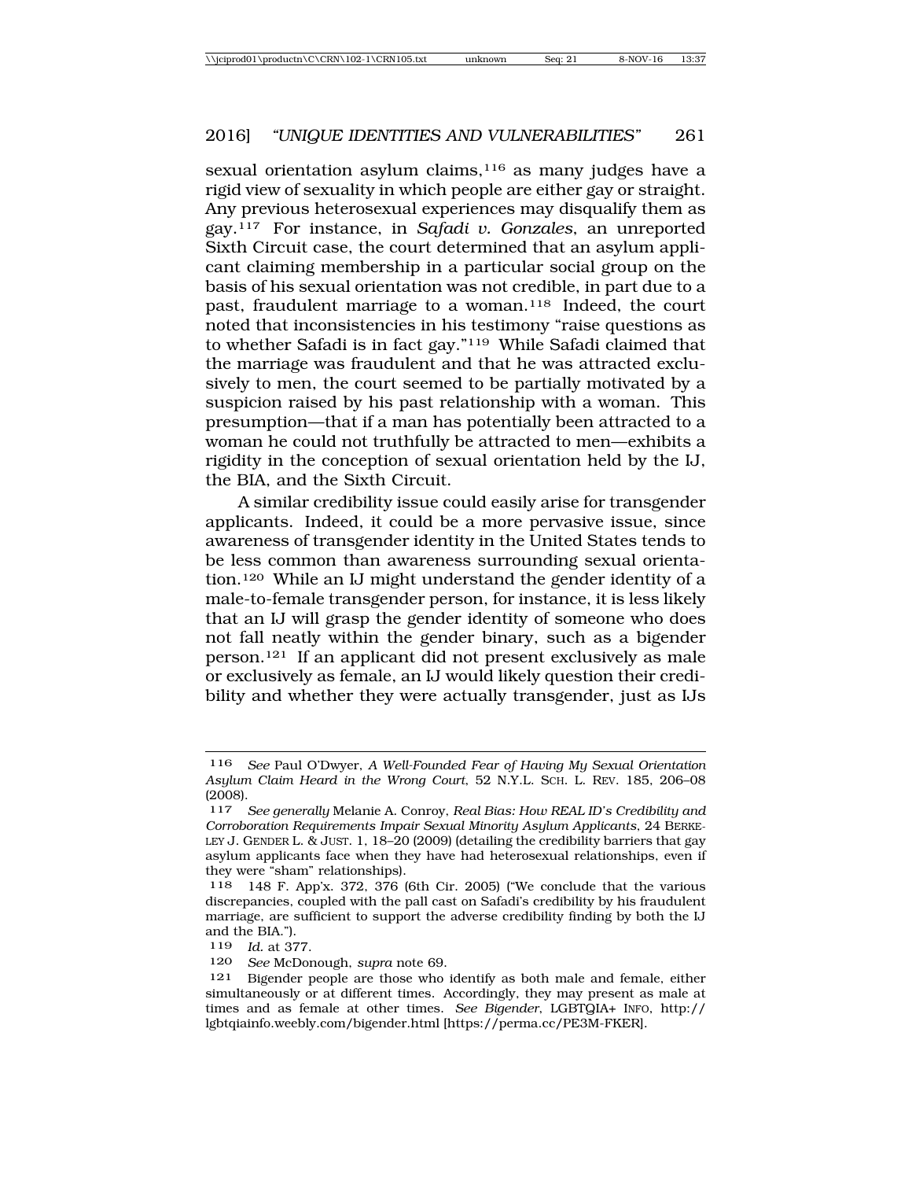sexual orientation asylum claims,[116] as many judges have a rigid view of sexuality in which people are either gay or straight. Any previous heterosexual experiences may disqualify them as gay.[117] For instance, in *Safadi v. Gonzales*, an unreported Sixth Circuit case, the court determined that an asylum applicant claiming membership in a particular social group on the basis of his sexual orientation was not credible, in part due to a past, fraudulent marriage to a woman.[118] Indeed, the court noted that inconsistencies in his testimony "raise questions as to whether Safadi is in fact gay."[119] While Safadi claimed that the marriage was fraudulent and that he was attracted exclusively to men, the court seemed to be partially motivated by a suspicion raised by his past relationship with a woman. This presumption—that if a man has potentially been attracted to a woman he could not truthfully be attracted to men—exhibits a rigidity in the conception of sexual orientation held by the IJ, the BIA, and the Sixth Circuit.

A similar credibility issue could easily arise for transgender applicants. Indeed, it could be a more pervasive issue, since awareness of transgender identity in the United States tends to be less common than awareness surrounding sexual orientation.[120] While an IJ might understand the gender identity of a male-to-female transgender person, for instance, it is less likely that an IJ will grasp the gender identity of someone who does not fall neatly within the gender binary, such as a bigender person.[121] If an applicant did not present exclusively as male or exclusively as female, an IJ would likely question their credibility and whether they were actually transgender, just as IJs

---

116 *See* Paul O'Dwyer, *A Well-Founded Fear of Having My Sexual Orientation Asylum Claim Heard in the Wrong Court*, 52 N.Y.L. SCH. L. REV. 185, 206–08 (2008).

117 *See generally* Melanie A. Conroy, *Real Bias: How REAL ID's Credibility and Corroboration Requirements Impair Sexual Minority Asylum Applicants*, 24 BERKELEY J. GENDER L. & JUST. 1, 18–20 (2009) (detailing the credibility barriers that gay asylum applicants face when they have had heterosexual relationships, even if they were "sham" relationships).

118 148 F. App'x. 372, 376 (6th Cir. 2005) ("We conclude that the various discrepancies, coupled with the pall cast on Safadi's credibility by his fraudulent marriage, are sufficient to support the adverse credibility finding by both the IJ and the BIA.").

119 *Id.* at 377.

120 *See* McDonough, *supra* note 69.

121 Bigender people are those who identify as both male and female, either simultaneously or at different times. Accordingly, they may present as male at times and as female at other times. *See Bigender*, LGBTQIA+ INFO, http://lgbtqiainfo.weebly.com/bigender.html [https://perma.cc/PE3M-FKER].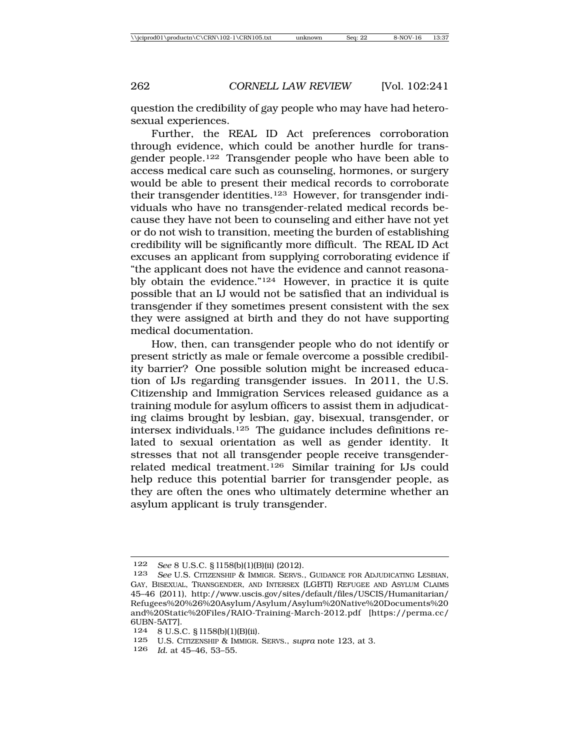question the credibility of gay people who may have had heterosexual experiences.

Further, the REAL ID Act preferences corroboration through evidence, which could be another hurdle for transgender people.[122] Transgender people who have been able to access medical care such as counseling, hormones, or surgery would be able to present their medical records to corroborate their transgender identities.[123] However, for transgender individuals who have no transgender-related medical records because they have not been to counseling and either have not yet or do not wish to transition, meeting the burden of establishing credibility will be significantly more difficult. The REAL ID Act excuses an applicant from supplying corroborating evidence if "the applicant does not have the evidence and cannot reasonably obtain the evidence."[124] However, in practice it is quite possible that an IJ would not be satisfied that an individual is transgender if they sometimes present consistent with the sex they were assigned at birth and they do not have supporting medical documentation.

How, then, can transgender people who do not identify or present strictly as male or female overcome a possible credibility barrier? One possible solution might be increased education of IJs regarding transgender issues. In 2011, the U.S. Citizenship and Immigration Services released guidance as a training module for asylum officers to assist them in adjudicating claims brought by lesbian, gay, bisexual, transgender, or intersex individuals.[125] The guidance includes definitions related to sexual orientation as well as gender identity. It stresses that not all transgender people receive transgender-related medical treatment.[126] Similar training for IJs could help reduce this potential barrier for transgender people, as they are often the ones who ultimately determine whether an asylum applicant is truly transgender.

---

122 *See* 8 U.S.C. § 1158(b)(1)(B)(ii) (2012).

123 *See* U.S. CITIZENSHIP & IMMIGR. SERVS., GUIDANCE FOR ADJUDICATING LESBIAN, GAY, BISEXUAL, TRANSGENDER, AND INTERSEX (LGBTI) REFUGEE AND ASYLUM CLAIMS 45–46 (2011), http://www.uscis.gov/sites/default/files/USCIS/Humanitarian/Refugees%20%26%20Asylum/Asylum/Asylum%20Native%20Documents%20and%20Static%20Files/RAIO-Training-March-2012.pdf [https://perma.cc/6UBN-5AT7].

124 8 U.S.C. § 1158(b)(1)(B)(ii).

125 U.S. CITIZENSHIP & IMMIGR. SERVS., *supra* note 123, at 3.

126 *Id.* at 45–46, 53–55.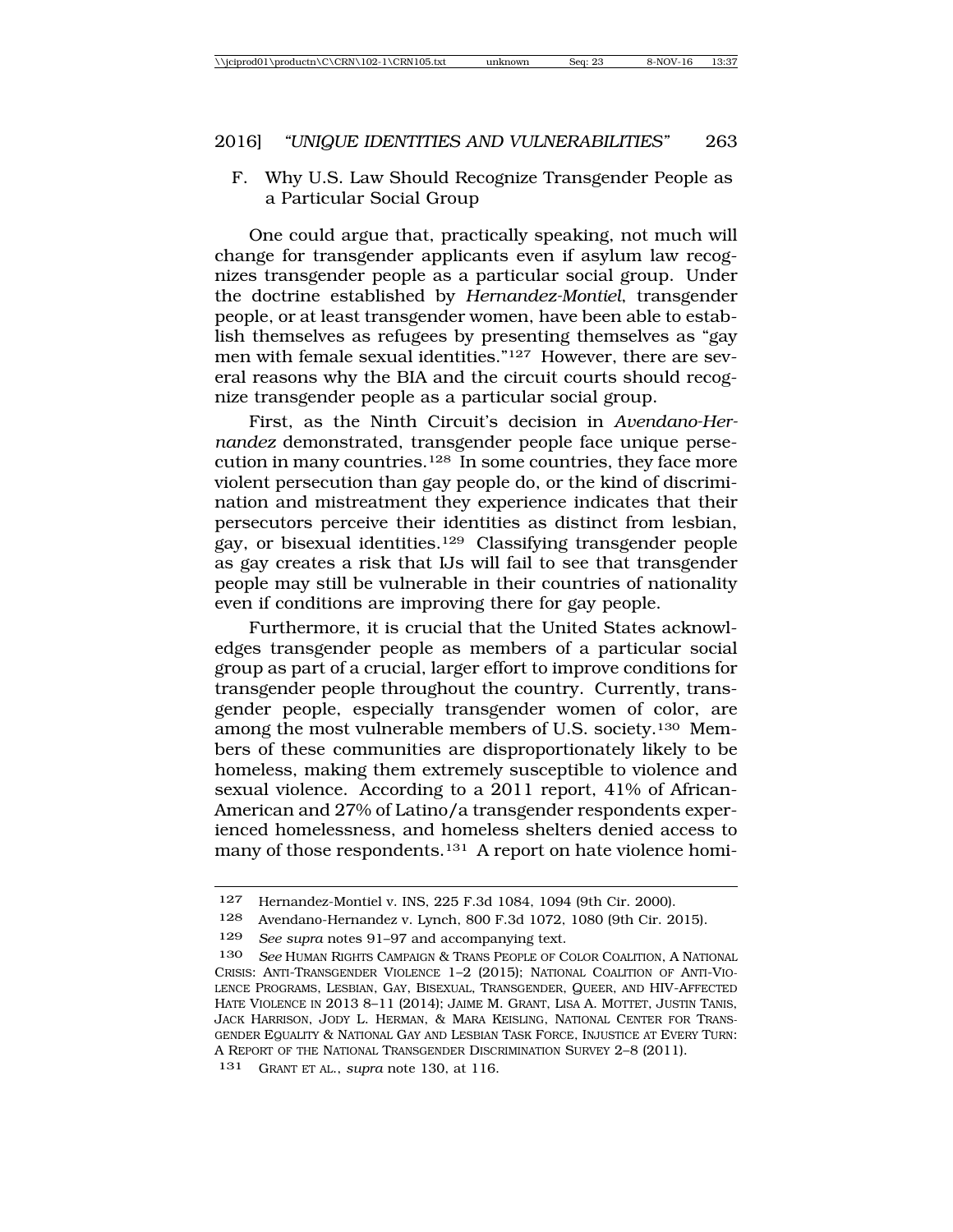### F. Why U.S. Law Should Recognize Transgender People as a Particular Social Group

One could argue that, practically speaking, not much will change for transgender applicants even if asylum law recognizes transgender people as a particular social group. Under the doctrine established by *Hernandez-Montiel*, transgender people, or at least transgender women, have been able to establish themselves as refugees by presenting themselves as "gay men with female sexual identities."[127] However, there are several reasons why the BIA and the circuit courts should recognize transgender people as a particular social group.

First, as the Ninth Circuit's decision in *Avendano-Hernandez* demonstrated, transgender people face unique persecution in many countries.[128] In some countries, they face more violent persecution than gay people do, or the kind of discrimination and mistreatment they experience indicates that their persecutors perceive their identities as distinct from lesbian, gay, or bisexual identities.[129] Classifying transgender people as gay creates a risk that IJs will fail to see that transgender people may still be vulnerable in their countries of nationality even if conditions are improving there for gay people.

Furthermore, it is crucial that the United States acknowledges transgender people as members of a particular social group as part of a crucial, larger effort to improve conditions for transgender people throughout the country. Currently, transgender people, especially transgender women of color, are among the most vulnerable members of U.S. society.[130] Members of these communities are disproportionately likely to be homeless, making them extremely susceptible to violence and sexual violence. According to a 2011 report, 41% of African-American and 27% of Latino/a transgender respondents experienced homelessness, and homeless shelters denied access to many of those respondents.[131] A report on hate violence homi-

---

127 Hernandez-Montiel v. INS, 225 F.3d 1084, 1094 (9th Cir. 2000).

128 Avendano-Hernandez v. Lynch, 800 F.3d 1072, 1080 (9th Cir. 2015).

129 *See supra* notes 91–97 and accompanying text.

130 *See* HUMAN RIGHTS CAMPAIGN & TRANS PEOPLE OF COLOR COALITION, A NATIONAL CRISIS: ANTI-TRANSGENDER VIOLENCE 1–2 (2015); NATIONAL COALITION OF ANTI-VIOLENCE PROGRAMS, LESBIAN, GAY, BISEXUAL, TRANSGENDER, QUEER, AND HIV-AFFECTED HATE VIOLENCE IN 2013 8–11 (2014); JAIME M. GRANT, LISA A. MOTTET, JUSTIN TANIS, JACK HARRISON, JODY L. HERMAN, & MARA KEISLING, NATIONAL CENTER FOR TRANSGENDER EQUALITY & NATIONAL GAY AND LESBIAN TASK FORCE, INJUSTICE AT EVERY TURN: A REPORT OF THE NATIONAL TRANSGENDER DISCRIMINATION SURVEY 2–8 (2011).

131 GRANT ET AL., *supra* note 130, at 116.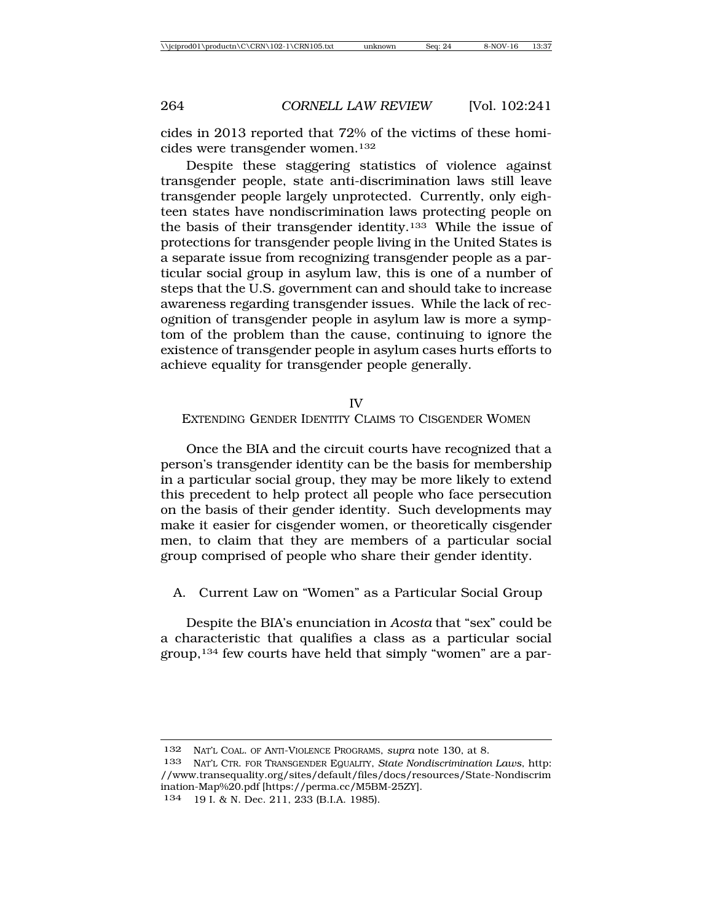cides in 2013 reported that 72% of the victims of these homicides were transgender women.[132]

Despite these staggering statistics of violence against transgender people, state anti-discrimination laws still leave transgender people largely unprotected. Currently, only eighteen states have nondiscrimination laws protecting people on the basis of their transgender identity.[133] While the issue of protections for transgender people living in the United States is a separate issue from recognizing transgender people as a particular social group in asylum law, this is one of a number of steps that the U.S. government can and should take to increase awareness regarding transgender issues. While the lack of recognition of transgender people in asylum law is more a symptom of the problem than the cause, continuing to ignore the existence of transgender people in asylum cases hurts efforts to achieve equality for transgender people generally.

## IV
## EXTENDING GENDER IDENTITY CLAIMS TO CISGENDER WOMEN

Once the BIA and the circuit courts have recognized that a person's transgender identity can be the basis for membership in a particular social group, they may be more likely to extend this precedent to help protect all people who face persecution on the basis of their gender identity. Such developments may make it easier for cisgender women, or theoretically cisgender men, to claim that they are members of a particular social group comprised of people who share their gender identity.

### A. Current Law on "Women" as a Particular Social Group

Despite the BIA's enunciation in *Acosta* that "sex" could be a characteristic that qualifies a class as a particular social group,[134] few courts have held that simply "women" are a par-

---

132 NAT'L COAL. OF ANTI-VIOLENCE PROGRAMS, *supra* note 130, at 8.

133 NAT'L CTR. FOR TRANSGENDER EQUALITY, *State Nondiscrimination Laws*, http://www.transequality.org/sites/default/files/docs/resources/State-Nondiscrimination-Map%20.pdf [https://perma.cc/M5BM-25ZY].

134 19 I. & N. Dec. 211, 233 (B.I.A. 1985).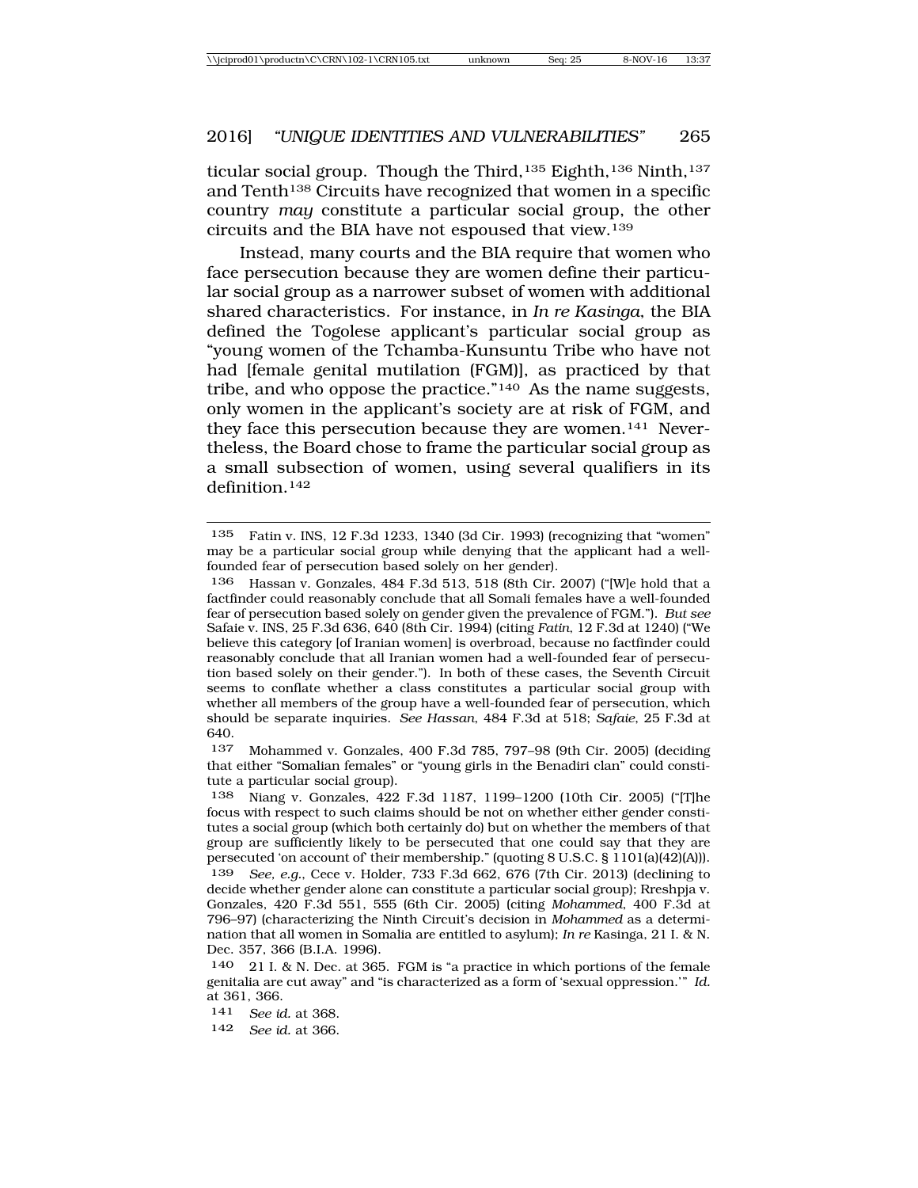ticular social group. Though the Third,[135] Eighth,[136] Ninth,[137] and Tenth[138] Circuits have recognized that women in a specific country *may* constitute a particular social group, the other circuits and the BIA have not espoused that view.[139]

Instead, many courts and the BIA require that women who face persecution because they are women define their particular social group as a narrower subset of women with additional shared characteristics. For instance, in *In re Kasinga*, the BIA defined the Togolese applicant's particular social group as "young women of the Tchamba-Kunsuntu Tribe who have not had [female genital mutilation (FGM)], as practiced by that tribe, and who oppose the practice."[140] As the name suggests, only women in the applicant's society are at risk of FGM, and they face this persecution because they are women.[141] Nevertheless, the Board chose to frame the particular social group as a small subsection of women, using several qualifiers in its definition.[142]

---

[135] Fatin v. INS, 12 F.3d 1233, 1340 (3d Cir. 1993) (recognizing that "women" may be a particular social group while denying that the applicant had a well-founded fear of persecution based solely on her gender).

[136] Hassan v. Gonzales, 484 F.3d 513, 518 (8th Cir. 2007) ("[W]e hold that a factfinder could reasonably conclude that all Somali females have a well-founded fear of persecution based solely on gender given the prevalence of FGM."). *But see* Safaie v. INS, 25 F.3d 636, 640 (8th Cir. 1994) (citing *Fatin*, 12 F.3d at 1240) ("We believe this category [of Iranian women] is overbroad, because no factfinder could reasonably conclude that all Iranian women had a well-founded fear of persecution based solely on their gender."). In both of these cases, the Seventh Circuit seems to conflate whether a class constitutes a particular social group with whether all members of the group have a well-founded fear of persecution, which should be separate inquiries. *See Hassan*, 484 F.3d at 518; *Safaie*, 25 F.3d at 640.

[137] Mohammed v. Gonzales, 400 F.3d 785, 797–98 (9th Cir. 2005) (deciding that either "Somalian females" or "young girls in the Benadiri clan" could constitute a particular social group).

[138] Niang v. Gonzales, 422 F.3d 1187, 1199–1200 (10th Cir. 2005) ("[T]he focus with respect to such claims should be not on whether either gender constitutes a social group (which both certainly do) but on whether the members of that group are sufficiently likely to be persecuted that one could say that they are persecuted 'on account of' their membership." (quoting 8 U.S.C. § 1101(a)(42)(A))).

[139] *See, e.g.*, Cece v. Holder, 733 F.3d 662, 676 (7th Cir. 2013) (declining to decide whether gender alone can constitute a particular social group); Rreshpja v. Gonzales, 420 F.3d 551, 555 (6th Cir. 2005) (citing *Mohammed*, 400 F.3d at 796–97) (characterizing the Ninth Circuit's decision in *Mohammed* as a determination that all women in Somalia are entitled to asylum); *In re* Kasinga, 21 I. & N. Dec. 357, 366 (B.I.A. 1996).

[140] 21 I. & N. Dec. at 365. FGM is "a practice in which portions of the female genitalia are cut away" and "is characterized as a form of 'sexual oppression.'" *Id.* at 361, 366.

[141] *See id.* at 368.

[142] *See id.* at 366.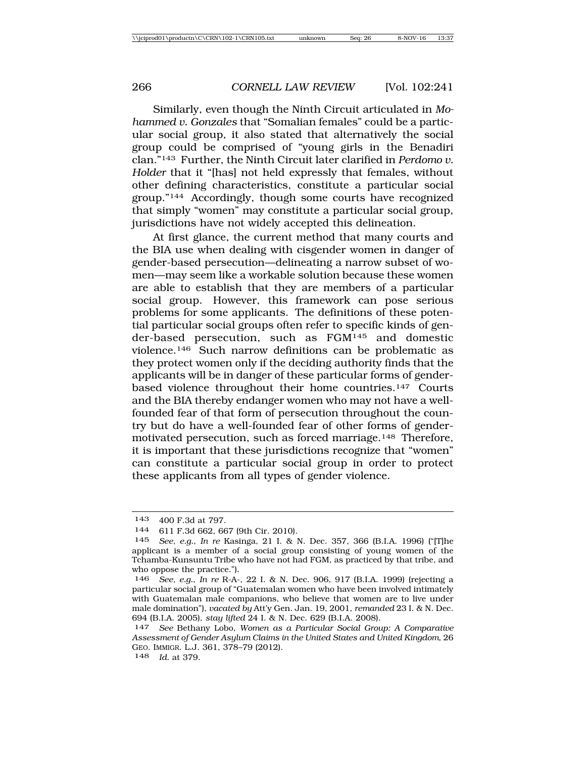Similarly, even though the Ninth Circuit articulated in *Mohammed v. Gonzales* that "Somalian females" could be a particular social group, it also stated that alternatively the social group could be comprised of "young girls in the Benadiri clan."[143] Further, the Ninth Circuit later clarified in *Perdomo v. Holder* that it "[has] not held expressly that females, without other defining characteristics, constitute a particular social group."[144] Accordingly, though some courts have recognized that simply "women" may constitute a particular social group, jurisdictions have not widely accepted this delineation.

At first glance, the current method that many courts and the BIA use when dealing with cisgender women in danger of gender-based persecution—delineating a narrow subset of women—may seem like a workable solution because these women are able to establish that they are members of a particular social group. However, this framework can pose serious problems for some applicants. The definitions of these potential particular social groups often refer to specific kinds of gender-based persecution, such as FGM[145] and domestic violence.[146] Such narrow definitions can be problematic as they protect women only if the deciding authority finds that the applicants will be in danger of these particular forms of gender-based violence throughout their home countries.[147] Courts and the BIA thereby endanger women who may not have a well-founded fear of that form of persecution throughout the country but do have a well-founded fear of other forms of gender-motivated persecution, such as forced marriage.[148] Therefore, it is important that these jurisdictions recognize that "women" can constitute a particular social group in order to protect these applicants from all types of gender violence.

---

143 400 F.3d at 797.

144 611 F.3d 662, 667 (9th Cir. 2010).

145 *See, e.g.*, *In re* Kasinga, 21 I. & N. Dec. 357, 366 (B.I.A. 1996) ("[T]he applicant is a member of a social group consisting of young women of the Tchamba-Kunsuntu Tribe who have not had FGM, as practiced by that tribe, and who oppose the practice.").

146 *See, e.g.*, *In re* R-A-, 22 I. & N. Dec. 906, 917 (B.I.A. 1999) (rejecting a particular social group of "Guatemalan women who have been involved intimately with Guatemalan male companions, who believe that women are to live under male domination"), *vacated by* Att'y Gen. Jan. 19, 2001, *remanded* 23 I. & N. Dec. 694 (B.I.A. 2005), *stay lifted* 24 I. & N. Dec. 629 (B.I.A. 2008).

147 *See* Bethany Lobo, *Women as a Particular Social Group: A Comparative Assessment of Gender Asylum Claims in the United States and United Kingdom*, 26 GEO. IMMIGR. L.J. 361, 378–79 (2012).

148 *Id.* at 379.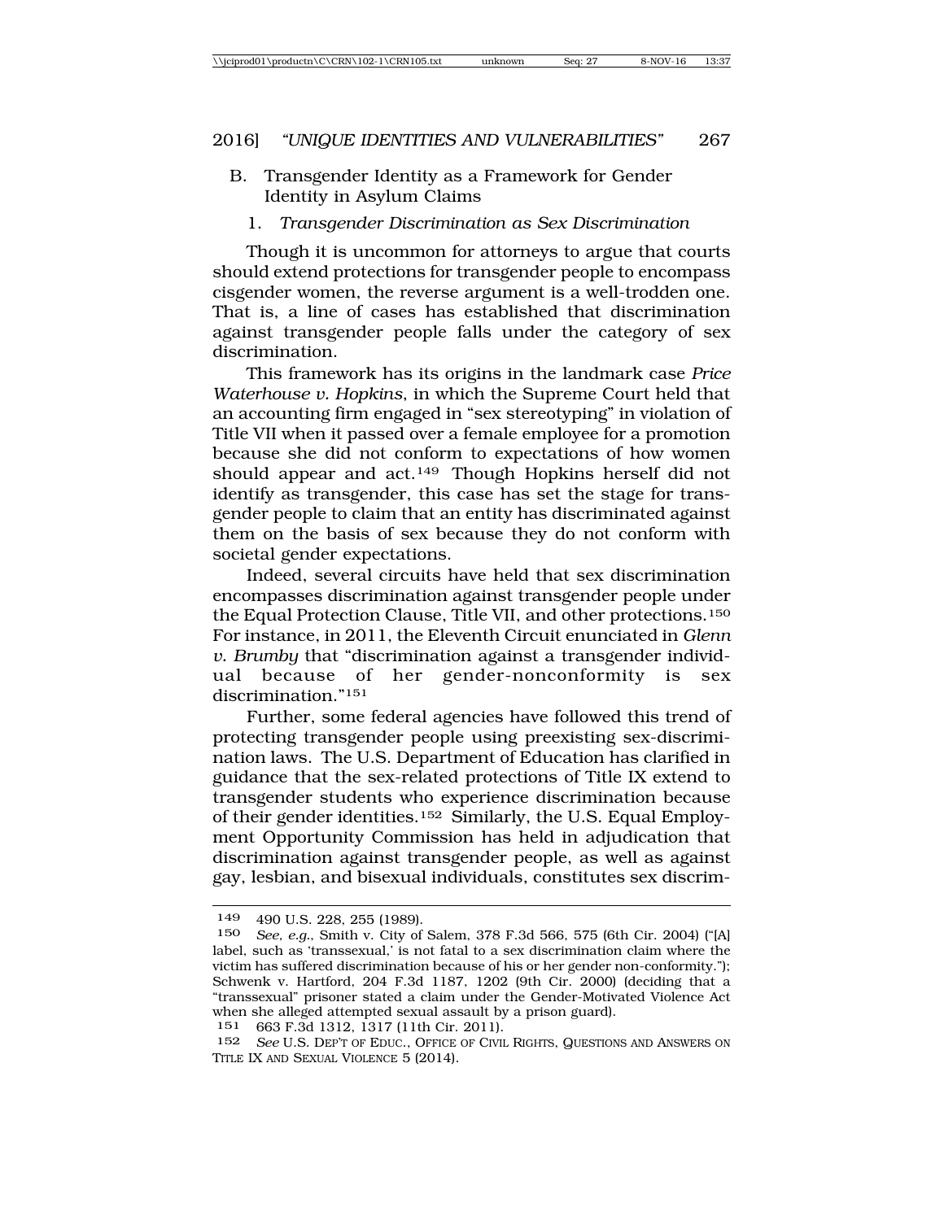## B. Transgender Identity as a Framework for Gender Identity in Asylum Claims

### 1. *Transgender Discrimination as Sex Discrimination*

Though it is uncommon for attorneys to argue that courts should extend protections for transgender people to encompass cisgender women, the reverse argument is a well-trodden one. That is, a line of cases has established that discrimination against transgender people falls under the category of sex discrimination.

This framework has its origins in the landmark case *Price Waterhouse v. Hopkins*, in which the Supreme Court held that an accounting firm engaged in "sex stereotyping" in violation of Title VII when it passed over a female employee for a promotion because she did not conform to expectations of how women should appear and act.[149] Though Hopkins herself did not identify as transgender, this case has set the stage for transgender people to claim that an entity has discriminated against them on the basis of sex because they do not conform with societal gender expectations.

Indeed, several circuits have held that sex discrimination encompasses discrimination against transgender people under the Equal Protection Clause, Title VII, and other protections.[150] For instance, in 2011, the Eleventh Circuit enunciated in *Glenn v. Brumby* that "discrimination against a transgender individual because of her gender-nonconformity is sex discrimination."[151]

Further, some federal agencies have followed this trend of protecting transgender people using preexisting sex-discrimination laws. The U.S. Department of Education has clarified in guidance that the sex-related protections of Title IX extend to transgender students who experience discrimination because of their gender identities.[152] Similarly, the U.S. Equal Employment Opportunity Commission has held in adjudication that discrimination against transgender people, as well as against gay, lesbian, and bisexual individuals, constitutes sex discrim-

---

149 490 U.S. 228, 255 (1989).

150 *See, e.g.*, Smith v. City of Salem, 378 F.3d 566, 575 (6th Cir. 2004) ("[A] label, such as 'transsexual,' is not fatal to a sex discrimination claim where the victim has suffered discrimination because of his or her gender non-conformity."); Schwenk v. Hartford, 204 F.3d 1187, 1202 (9th Cir. 2000) (deciding that a "transsexual" prisoner stated a claim under the Gender-Motivated Violence Act when she alleged attempted sexual assault by a prison guard).

151 663 F.3d 1312, 1317 (11th Cir. 2011).

152 *See* U.S. Dep't of Educ., Office of Civil Rights, Questions and Answers on Title IX and Sexual Violence 5 (2014).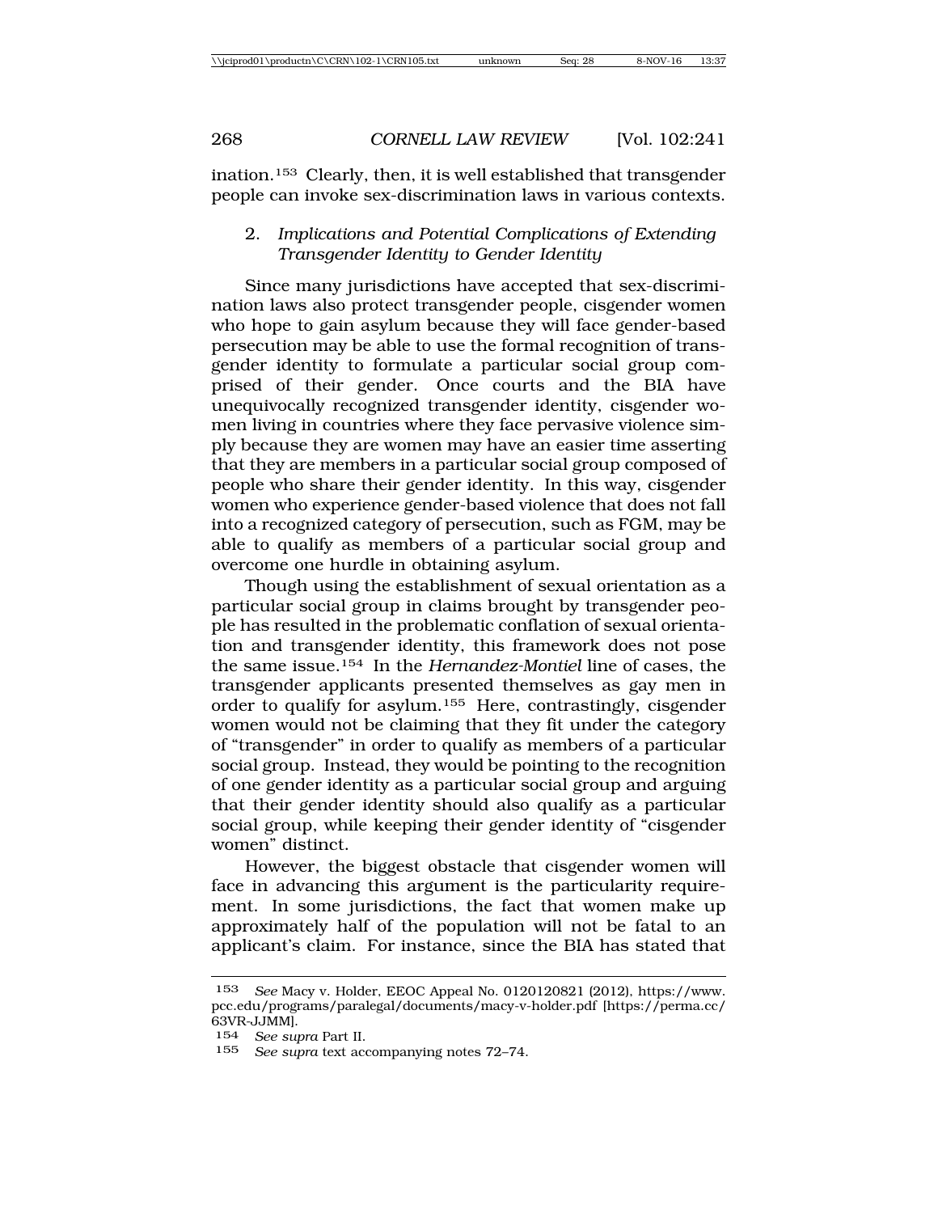ination.[153] Clearly, then, it is well established that transgender people can invoke sex-discrimination laws in various contexts.

### 2. *Implications and Potential Complications of Extending Transgender Identity to Gender Identity*

Since many jurisdictions have accepted that sex-discrimination laws also protect transgender people, cisgender women who hope to gain asylum because they will face gender-based persecution may be able to use the formal recognition of transgender identity to formulate a particular social group comprised of their gender. Once courts and the BIA have unequivocally recognized transgender identity, cisgender women living in countries where they face pervasive violence simply because they are women may have an easier time asserting that they are members in a particular social group composed of people who share their gender identity. In this way, cisgender women who experience gender-based violence that does not fall into a recognized category of persecution, such as FGM, may be able to qualify as members of a particular social group and overcome one hurdle in obtaining asylum.

Though using the establishment of sexual orientation as a particular social group in claims brought by transgender people has resulted in the problematic conflation of sexual orientation and transgender identity, this framework does not pose the same issue.[154] In the *Hernandez-Montiel* line of cases, the transgender applicants presented themselves as gay men in order to qualify for asylum.[155] Here, contrastingly, cisgender women would not be claiming that they fit under the category of "transgender" in order to qualify as members of a particular social group. Instead, they would be pointing to the recognition of one gender identity as a particular social group and arguing that their gender identity should also qualify as a particular social group, while keeping their gender identity of "cisgender women" distinct.

However, the biggest obstacle that cisgender women will face in advancing this argument is the particularity requirement. In some jurisdictions, the fact that women make up approximately half of the population will not be fatal to an applicant's claim. For instance, since the BIA has stated that

---

153 *See* Macy v. Holder, EEOC Appeal No. 0120120821 (2012), https://www.pcc.edu/programs/paralegal/documents/macy-v-holder.pdf [https://perma.cc/63VR-JJMM].

154 *See supra* Part II.

155 *See supra* text accompanying notes 72–74.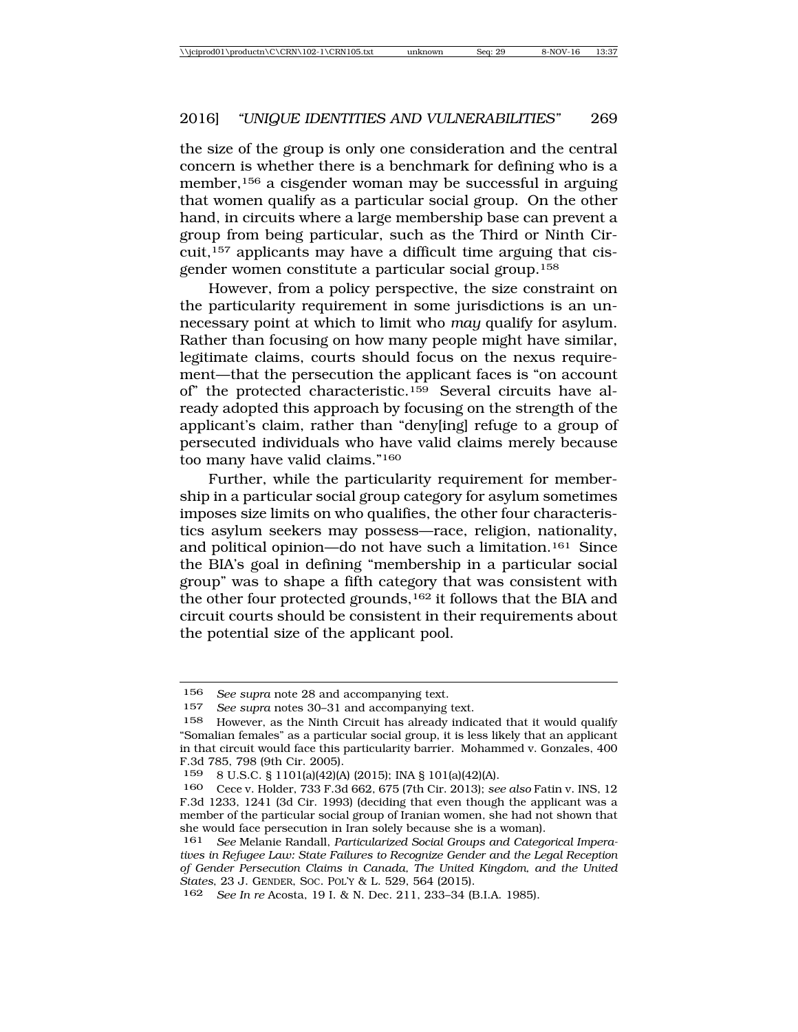the size of the group is only one consideration and the central concern is whether there is a benchmark for defining who is a member,[156] a cisgender woman may be successful in arguing that women qualify as a particular social group. On the other hand, in circuits where a large membership base can prevent a group from being particular, such as the Third or Ninth Circuit,[157] applicants may have a difficult time arguing that cisgender women constitute a particular social group.[158]

However, from a policy perspective, the size constraint on the particularity requirement in some jurisdictions is an unnecessary point at which to limit who *may* qualify for asylum. Rather than focusing on how many people might have similar, legitimate claims, courts should focus on the nexus requirement—that the persecution the applicant faces is "on account of" the protected characteristic.[159] Several circuits have already adopted this approach by focusing on the strength of the applicant's claim, rather than "deny[ing] refuge to a group of persecuted individuals who have valid claims merely because too many have valid claims."[160]

Further, while the particularity requirement for membership in a particular social group category for asylum sometimes imposes size limits on who qualifies, the other four characteristics asylum seekers may possess—race, religion, nationality, and political opinion—do not have such a limitation.[161] Since the BIA's goal in defining "membership in a particular social group" was to shape a fifth category that was consistent with the other four protected grounds,[162] it follows that the BIA and circuit courts should be consistent in their requirements about the potential size of the applicant pool.

---

156 *See supra* note 28 and accompanying text.

157 *See supra* notes 30–31 and accompanying text.

158 However, as the Ninth Circuit has already indicated that it would qualify "Somalian females" as a particular social group, it is less likely that an applicant in that circuit would face this particularity barrier. Mohammed v. Gonzales, 400 F.3d 785, 798 (9th Cir. 2005).

159 8 U.S.C. § 1101(a)(42)(A) (2015); INA § 101(a)(42)(A).

160 Cece v. Holder, 733 F.3d 662, 675 (7th Cir. 2013); *see also* Fatin v. INS, 12 F.3d 1233, 1241 (3d Cir. 1993) (deciding that even though the applicant was a member of the particular social group of Iranian women, she had not shown that she would face persecution in Iran solely because she is a woman).

161 *See* Melanie Randall, *Particularized Social Groups and Categorical Imperatives in Refugee Law: State Failures to Recognize Gender and the Legal Reception of Gender Persecution Claims in Canada, The United Kingdom, and the United States*, 23 J. GENDER, SOC. POL'Y & L. 529, 564 (2015).

162 *See In re* Acosta, 19 I. & N. Dec. 211, 233–34 (B.I.A. 1985).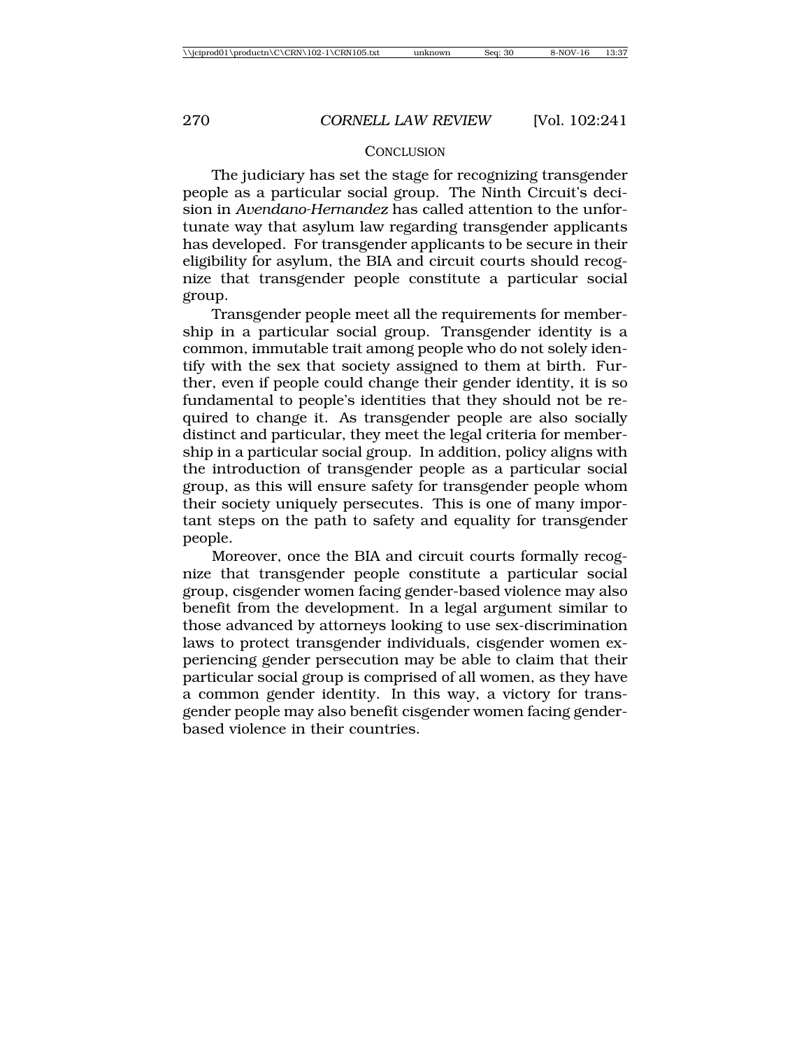## CONCLUSION

The judiciary has set the stage for recognizing transgender people as a particular social group. The Ninth Circuit's decision in *Avendano-Hernandez* has called attention to the unfortunate way that asylum law regarding transgender applicants has developed. For transgender applicants to be secure in their eligibility for asylum, the BIA and circuit courts should recognize that transgender people constitute a particular social group.

Transgender people meet all the requirements for membership in a particular social group. Transgender identity is a common, immutable trait among people who do not solely identify with the sex that society assigned to them at birth. Further, even if people could change their gender identity, it is so fundamental to people's identities that they should not be required to change it. As transgender people are also socially distinct and particular, they meet the legal criteria for membership in a particular social group. In addition, policy aligns with the introduction of transgender people as a particular social group, as this will ensure safety for transgender people whom their society uniquely persecutes. This is one of many important steps on the path to safety and equality for transgender people.

Moreover, once the BIA and circuit courts formally recognize that transgender people constitute a particular social group, cisgender women facing gender-based violence may also benefit from the development. In a legal argument similar to those advanced by attorneys looking to use sex-discrimination laws to protect transgender individuals, cisgender women experiencing gender persecution may be able to claim that their particular social group is comprised of all women, as they have a common gender identity. In this way, a victory for transgender people may also benefit cisgender women facing gender-based violence in their countries.